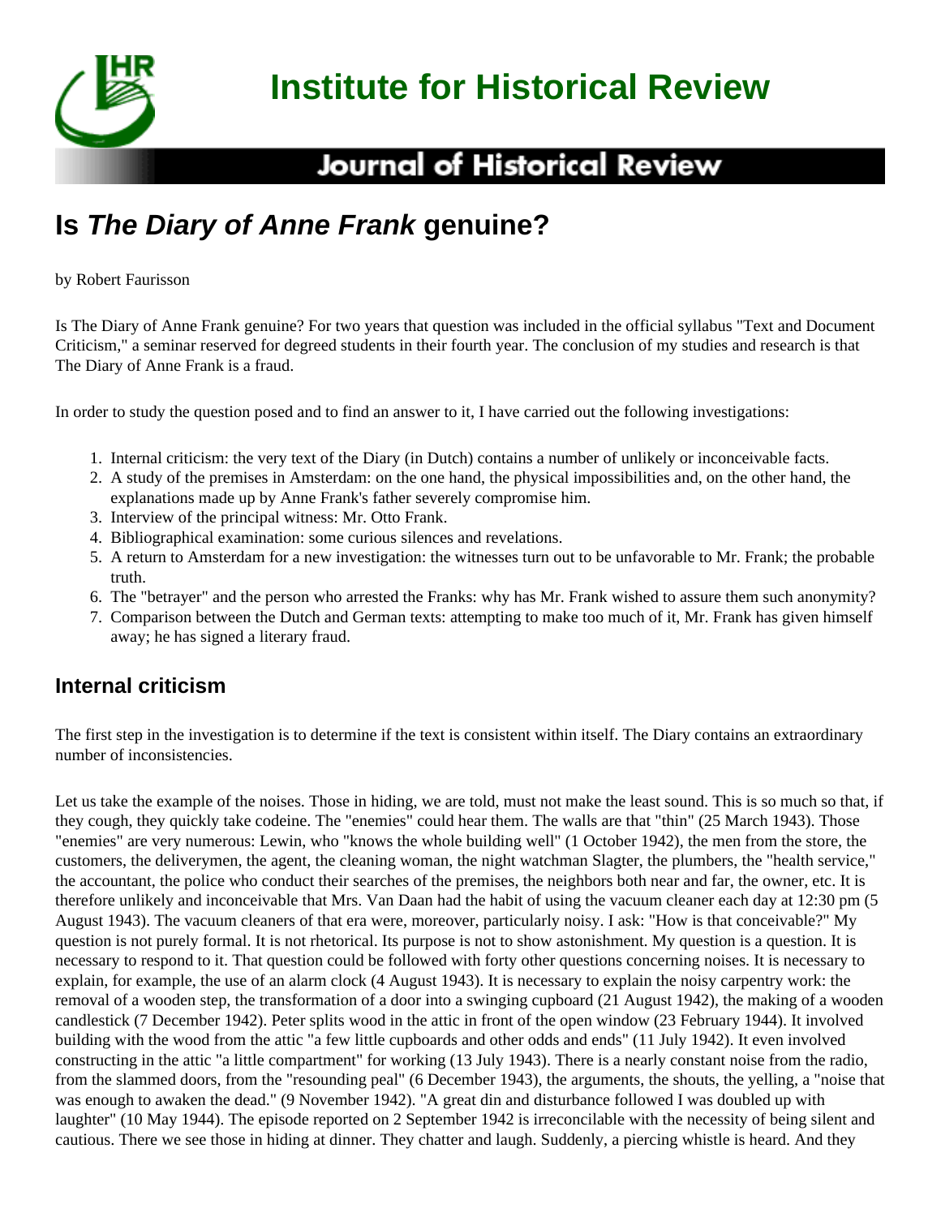# Institute for Historical Review

## Journal of Historical Review

# Is *The Diary of Anne Frank* genuine?

by Robert Faurisson

Is The Diary of Anne Frank genuine? For two years that question was included in the official syllabus "Text and Document Criticism," a seminar reserved for degreed students in their fourth year. The conclusion of my studies and research is that The Diary of Anne Frank is a fraud.

In order to study the question posed and to find an answer to it, I have carried out the following investigations:

1. Internal criticism: the very text of the Diary (in Dutch) contains a number of unlikely or inconceivable facts.
2. A study of the premises in Amsterdam: on the one hand, the physical impossibilities and, on the other hand, the explanations made up by Anne Frank's father severely compromise him.
3. Interview of the principal witness: Mr. Otto Frank.
4. Bibliographical examination: some curious silences and revelations.
5. A return to Amsterdam for a new investigation: the witnesses turn out to be unfavorable to Mr. Frank; the probable truth.
6. The "betrayer" and the person who arrested the Franks: why has Mr. Frank wished to assure them such anonymity?
7. Comparison between the Dutch and German texts: attempting to make too much of it, Mr. Frank has given himself away; he has signed a literary fraud.

## Internal criticism

The first step in the investigation is to determine if the text is consistent within itself. The Diary contains an extraordinary number of inconsistencies.

Let us take the example of the noises. Those in hiding, we are told, must not make the least sound. This is so much so that, if they cough, they quickly take codeine. The "enemies" could hear them. The walls are that "thin" (25 March 1943). Those "enemies" are very numerous: Lewin, who "knows the whole building well" (1 October 1942), the men from the store, the customers, the deliverymen, the agent, the cleaning woman, the night watchman Slagter, the plumbers, the "health service," the accountant, the police who conduct their searches of the premises, the neighbors both near and far, the owner, etc. It is therefore unlikely and inconceivable that Mrs. Van Daan had the habit of using the vacuum cleaner each day at 12:30 pm (5 August 1943). The vacuum cleaners of that era were, moreover, particularly noisy. I ask: "How is that conceivable?" My question is not purely formal. It is not rhetorical. Its purpose is not to show astonishment. My question is a question. It is necessary to respond to it. That question could be followed with forty other questions concerning noises. It is necessary to explain, for example, the use of an alarm clock (4 August 1943). It is necessary to explain the noisy carpentry work: the removal of a wooden step, the transformation of a door into a swinging cupboard (21 August 1942), the making of a wooden candlestick (7 December 1942). Peter splits wood in the attic in front of the open window (23 February 1944). It involved building with the wood from the attic "a few little cupboards and other odds and ends" (11 July 1942). It even involved constructing in the attic "a little compartment" for working (13 July 1943). There is a nearly constant noise from the radio, from the slammed doors, from the "resounding peal" (6 December 1943), the arguments, the shouts, the yelling, a "noise that was enough to awaken the dead." (9 November 1942). "A great din and disturbance followed I was doubled up with laughter" (10 May 1944). The episode reported on 2 September 1942 is irreconcilable with the necessity of being silent and cautious. There we see those in hiding at dinner. They chatter and laugh. Suddenly, a piercing whistle is heard. And they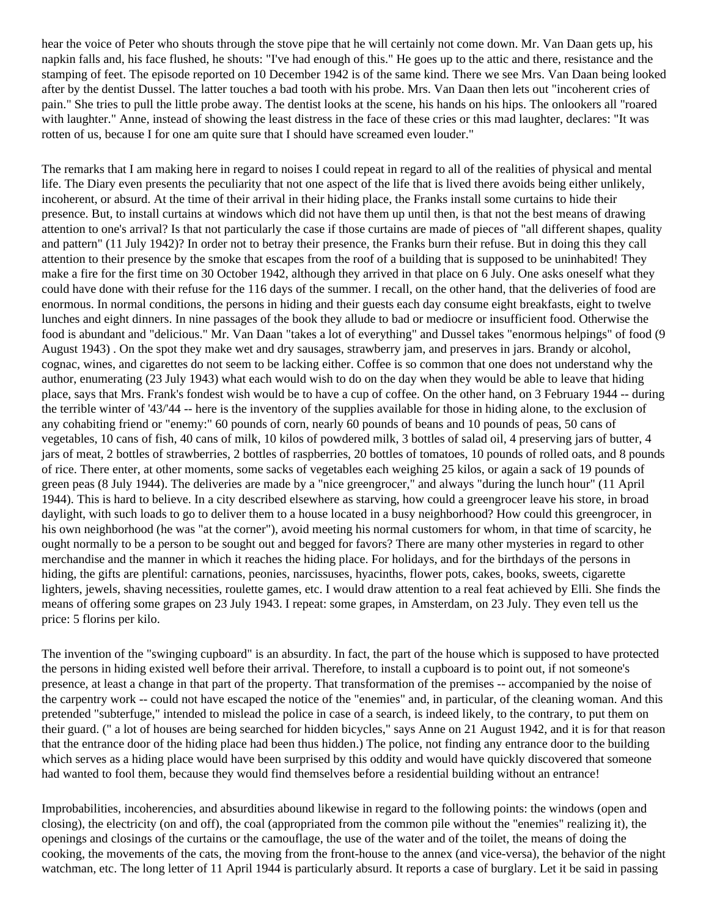hear the voice of Peter who shouts through the stove pipe that he will certainly not come down. Mr. Van Daan gets up, his napkin falls and, his face flushed, he shouts: "I've had enough of this." He goes up to the attic and there, resistance and the stamping of feet. The episode reported on 10 December 1942 is of the same kind. There we see Mrs. Van Daan being looked after by the dentist Dussel. The latter touches a bad tooth with his probe. Mrs. Van Daan then lets out "incoherent cries of pain." She tries to pull the little probe away. The dentist looks at the scene, his hands on his hips. The onlookers all "roared with laughter." Anne, instead of showing the least distress in the face of these cries or this mad laughter, declares: "It was rotten of us, because I for one am quite sure that I should have screamed even louder."

The remarks that I am making here in regard to noises I could repeat in regard to all of the realities of physical and mental life. The Diary even presents the peculiarity that not one aspect of the life that is lived there avoids being either unlikely, incoherent, or absurd. At the time of their arrival in their hiding place, the Franks install some curtains to hide their presence. But, to install curtains at windows which did not have them up until then, is that not the best means of drawing attention to one's arrival? Is that not particularly the case if those curtains are made of pieces of "all different shapes, quality and pattern" (11 July 1942)? In order not to betray their presence, the Franks burn their refuse. But in doing this they call attention to their presence by the smoke that escapes from the roof of a building that is supposed to be uninhabited! They make a fire for the first time on 30 October 1942, although they arrived in that place on 6 July. One asks oneself what they could have done with their refuse for the 116 days of the summer. I recall, on the other hand, that the deliveries of food are enormous. In normal conditions, the persons in hiding and their guests each day consume eight breakfasts, eight to twelve lunches and eight dinners. In nine passages of the book they allude to bad or mediocre or insufficient food. Otherwise the food is abundant and "delicious." Mr. Van Daan "takes a lot of everything" and Dussel takes "enormous helpings" of food (9 August 1943) . On the spot they make wet and dry sausages, strawberry jam, and preserves in jars. Brandy or alcohol, cognac, wines, and cigarettes do not seem to be lacking either. Coffee is so common that one does not understand why the author, enumerating (23 July 1943) what each would wish to do on the day when they would be able to leave that hiding place, says that Mrs. Frank's fondest wish would be to have a cup of coffee. On the other hand, on 3 February 1944 -- during the terrible winter of '43/'44 -- here is the inventory of the supplies available for those in hiding alone, to the exclusion of any cohabiting friend or "enemy:" 60 pounds of corn, nearly 60 pounds of beans and 10 pounds of peas, 50 cans of vegetables, 10 cans of fish, 40 cans of milk, 10 kilos of powdered milk, 3 bottles of salad oil, 4 preserving jars of butter, 4 jars of meat, 2 bottles of strawberries, 2 bottles of raspberries, 20 bottles of tomatoes, 10 pounds of rolled oats, and 8 pounds of rice. There enter, at other moments, some sacks of vegetables each weighing 25 kilos, or again a sack of 19 pounds of green peas (8 July 1944). The deliveries are made by a "nice greengrocer," and always "during the lunch hour" (11 April 1944). This is hard to believe. In a city described elsewhere as starving, how could a greengrocer leave his store, in broad daylight, with such loads to go to deliver them to a house located in a busy neighborhood? How could this greengrocer, in his own neighborhood (he was "at the corner"), avoid meeting his normal customers for whom, in that time of scarcity, he ought normally to be a person to be sought out and begged for favors? There are many other mysteries in regard to other merchandise and the manner in which it reaches the hiding place. For holidays, and for the birthdays of the persons in hiding, the gifts are plentiful: carnations, peonies, narcissuses, hyacinths, flower pots, cakes, books, sweets, cigarette lighters, jewels, shaving necessities, roulette games, etc. I would draw attention to a real feat achieved by Elli. She finds the means of offering some grapes on 23 July 1943. I repeat: some grapes, in Amsterdam, on 23 July. They even tell us the price: 5 florins per kilo.

The invention of the "swinging cupboard" is an absurdity. In fact, the part of the house which is supposed to have protected the persons in hiding existed well before their arrival. Therefore, to install a cupboard is to point out, if not someone's presence, at least a change in that part of the property. That transformation of the premises -- accompanied by the noise of the carpentry work -- could not have escaped the notice of the "enemies" and, in particular, of the cleaning woman. And this pretended "subterfuge," intended to mislead the police in case of a search, is indeed likely, to the contrary, to put them on their guard. (" a lot of houses are being searched for hidden bicycles," says Anne on 21 August 1942, and it is for that reason that the entrance door of the hiding place had been thus hidden.) The police, not finding any entrance door to the building which serves as a hiding place would have been surprised by this oddity and would have quickly discovered that someone had wanted to fool them, because they would find themselves before a residential building without an entrance!

Improbabilities, incoherencies, and absurdities abound likewise in regard to the following points: the windows (open and closing), the electricity (on and off), the coal (appropriated from the common pile without the "enemies" realizing it), the openings and closings of the curtains or the camouflage, the use of the water and of the toilet, the means of doing the cooking, the movements of the cats, the moving from the front-house to the annex (and vice-versa), the behavior of the night watchman, etc. The long letter of 11 April 1944 is particularly absurd. It reports a case of burglary. Let it be said in passing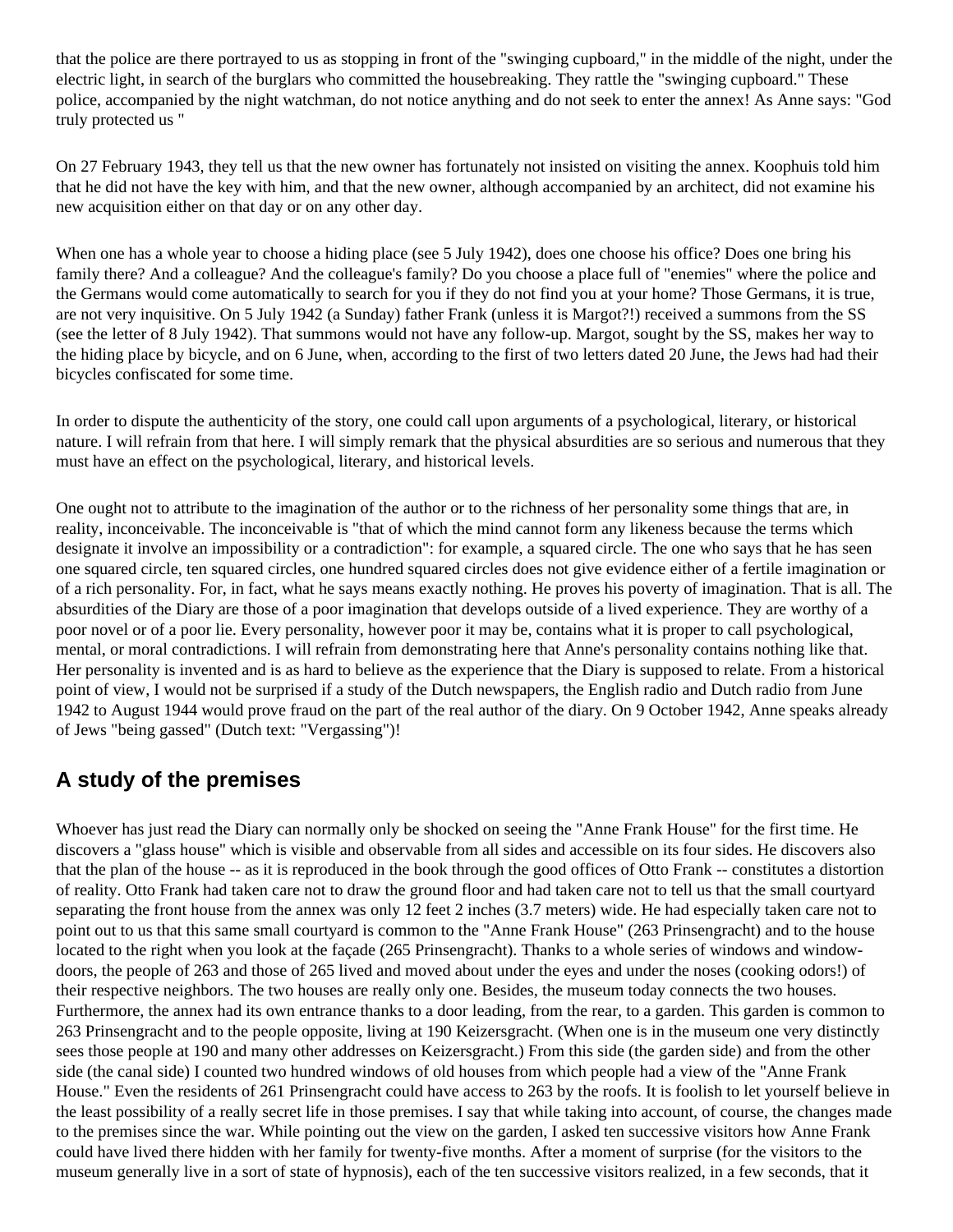that the police are there portrayed to us as stopping in front of the "swinging cupboard," in the middle of the night, under the electric light, in search of the burglars who committed the housebreaking. They rattle the "swinging cupboard." These police, accompanied by the night watchman, do not notice anything and do not seek to enter the annex! As Anne says: "God truly protected us "

On 27 February 1943, they tell us that the new owner has fortunately not insisted on visiting the annex. Koophuis told him that he did not have the key with him, and that the new owner, although accompanied by an architect, did not examine his new acquisition either on that day or on any other day.

When one has a whole year to choose a hiding place (see 5 July 1942), does one choose his office? Does one bring his family there? And a colleague? And the colleague's family? Do you choose a place full of "enemies" where the police and the Germans would come automatically to search for you if they do not find you at your home? Those Germans, it is true, are not very inquisitive. On 5 July 1942 (a Sunday) father Frank (unless it is Margot?!) received a summons from the SS (see the letter of 8 July 1942). That summons would not have any follow-up. Margot, sought by the SS, makes her way to the hiding place by bicycle, and on 6 June, when, according to the first of two letters dated 20 June, the Jews had had their bicycles confiscated for some time.

In order to dispute the authenticity of the story, one could call upon arguments of a psychological, literary, or historical nature. I will refrain from that here. I will simply remark that the physical absurdities are so serious and numerous that they must have an effect on the psychological, literary, and historical levels.

One ought not to attribute to the imagination of the author or to the richness of her personality some things that are, in reality, inconceivable. The inconceivable is "that of which the mind cannot form any likeness because the terms which designate it involve an impossibility or a contradiction": for example, a squared circle. The one who says that he has seen one squared circle, ten squared circles, one hundred squared circles does not give evidence either of a fertile imagination or of a rich personality. For, in fact, what he says means exactly nothing. He proves his poverty of imagination. That is all. The absurdities of the Diary are those of a poor imagination that develops outside of a lived experience. They are worthy of a poor novel or of a poor lie. Every personality, however poor it may be, contains what it is proper to call psychological, mental, or moral contradictions. I will refrain from demonstrating here that Anne's personality contains nothing like that. Her personality is invented and is as hard to believe as the experience that the Diary is supposed to relate. From a historical point of view, I would not be surprised if a study of the Dutch newspapers, the English radio and Dutch radio from June 1942 to August 1944 would prove fraud on the part of the real author of the diary. On 9 October 1942, Anne speaks already of Jews "being gassed" (Dutch text: "Vergassing")!

## A study of the premises

Whoever has just read the Diary can normally only be shocked on seeing the "Anne Frank House" for the first time. He discovers a "glass house" which is visible and observable from all sides and accessible on its four sides. He discovers also that the plan of the house -- as it is reproduced in the book through the good offices of Otto Frank -- constitutes a distortion of reality. Otto Frank had taken care not to draw the ground floor and had taken care not to tell us that the small courtyard separating the front house from the annex was only 12 feet 2 inches (3.7 meters) wide. He had especially taken care not to point out to us that this same small courtyard is common to the "Anne Frank House" (263 Prinsengracht) and to the house located to the right when you look at the façade (265 Prinsengracht). Thanks to a whole series of windows and window-doors, the people of 263 and those of 265 lived and moved about under the eyes and under the noses (cooking odors!) of their respective neighbors. The two houses are really only one. Besides, the museum today connects the two houses. Furthermore, the annex had its own entrance thanks to a door leading, from the rear, to a garden. This garden is common to 263 Prinsengracht and to the people opposite, living at 190 Keizersgracht. (When one is in the museum one very distinctly sees those people at 190 and many other addresses on Keizersgracht.) From this side (the garden side) and from the other side (the canal side) I counted two hundred windows of old houses from which people had a view of the "Anne Frank House." Even the residents of 261 Prinsengracht could have access to 263 by the roofs. It is foolish to let yourself believe in the least possibility of a really secret life in those premises. I say that while taking into account, of course, the changes made to the premises since the war. While pointing out the view on the garden, I asked ten successive visitors how Anne Frank could have lived there hidden with her family for twenty-five months. After a moment of surprise (for the visitors to the museum generally live in a sort of state of hypnosis), each of the ten successive visitors realized, in a few seconds, that it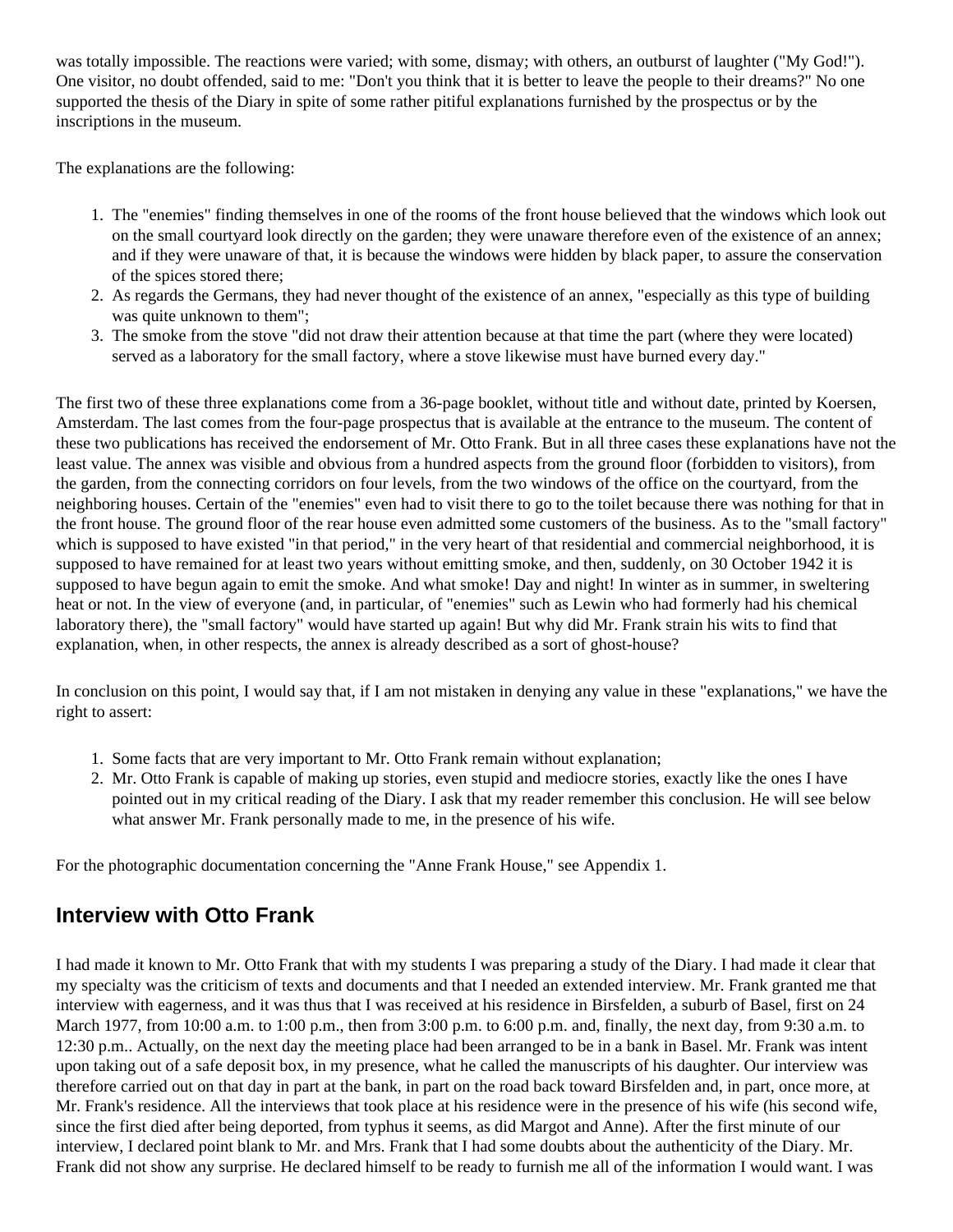was totally impossible. The reactions were varied; with some, dismay; with others, an outburst of laughter ("My God!"). One visitor, no doubt offended, said to me: "Don't you think that it is better to leave the people to their dreams?" No one supported the thesis of the Diary in spite of some rather pitiful explanations furnished by the prospectus or by the inscriptions in the museum.

The explanations are the following:

1. The "enemies" finding themselves in one of the rooms of the front house believed that the windows which look out on the small courtyard look directly on the garden; they were unaware therefore even of the existence of an annex; and if they were unaware of that, it is because the windows were hidden by black paper, to assure the conservation of the spices stored there;
2. As regards the Germans, they had never thought of the existence of an annex, "especially as this type of building was quite unknown to them";
3. The smoke from the stove "did not draw their attention because at that time the part (where they were located) served as a laboratory for the small factory, where a stove likewise must have burned every day."

The first two of these three explanations come from a 36-page booklet, without title and without date, printed by Koersen, Amsterdam. The last comes from the four-page prospectus that is available at the entrance to the museum. The content of these two publications has received the endorsement of Mr. Otto Frank. But in all three cases these explanations have not the least value. The annex was visible and obvious from a hundred aspects from the ground floor (forbidden to visitors), from the garden, from the connecting corridors on four levels, from the two windows of the office on the courtyard, from the neighboring houses. Certain of the "enemies" even had to visit there to go to the toilet because there was nothing for that in the front house. The ground floor of the rear house even admitted some customers of the business. As to the "small factory" which is supposed to have existed "in that period," in the very heart of that residential and commercial neighborhood, it is supposed to have remained for at least two years without emitting smoke, and then, suddenly, on 30 October 1942 it is supposed to have begun again to emit the smoke. And what smoke! Day and night! In winter as in summer, in sweltering heat or not. In the view of everyone (and, in particular, of "enemies" such as Lewin who had formerly had his chemical laboratory there), the "small factory" would have started up again! But why did Mr. Frank strain his wits to find that explanation, when, in other respects, the annex is already described as a sort of ghost-house?

In conclusion on this point, I would say that, if I am not mistaken in denying any value in these "explanations," we have the right to assert:

1. Some facts that are very important to Mr. Otto Frank remain without explanation;
2. Mr. Otto Frank is capable of making up stories, even stupid and mediocre stories, exactly like the ones I have pointed out in my critical reading of the Diary. I ask that my reader remember this conclusion. He will see below what answer Mr. Frank personally made to me, in the presence of his wife.

For the photographic documentation concerning the "Anne Frank House," see Appendix 1.

## Interview with Otto Frank

I had made it known to Mr. Otto Frank that with my students I was preparing a study of the Diary. I had made it clear that my specialty was the criticism of texts and documents and that I needed an extended interview. Mr. Frank granted me that interview with eagerness, and it was thus that I was received at his residence in Birsfelden, a suburb of Basel, first on 24 March 1977, from 10:00 a.m. to 1:00 p.m., then from 3:00 p.m. to 6:00 p.m. and, finally, the next day, from 9:30 a.m. to 12:30 p.m.. Actually, on the next day the meeting place had been arranged to be in a bank in Basel. Mr. Frank was intent upon taking out of a safe deposit box, in my presence, what he called the manuscripts of his daughter. Our interview was therefore carried out on that day in part at the bank, in part on the road back toward Birsfelden and, in part, once more, at Mr. Frank's residence. All the interviews that took place at his residence were in the presence of his wife (his second wife, since the first died after being deported, from typhus it seems, as did Margot and Anne). After the first minute of our interview, I declared point blank to Mr. and Mrs. Frank that I had some doubts about the authenticity of the Diary. Mr. Frank did not show any surprise. He declared himself to be ready to furnish me all of the information I would want. I was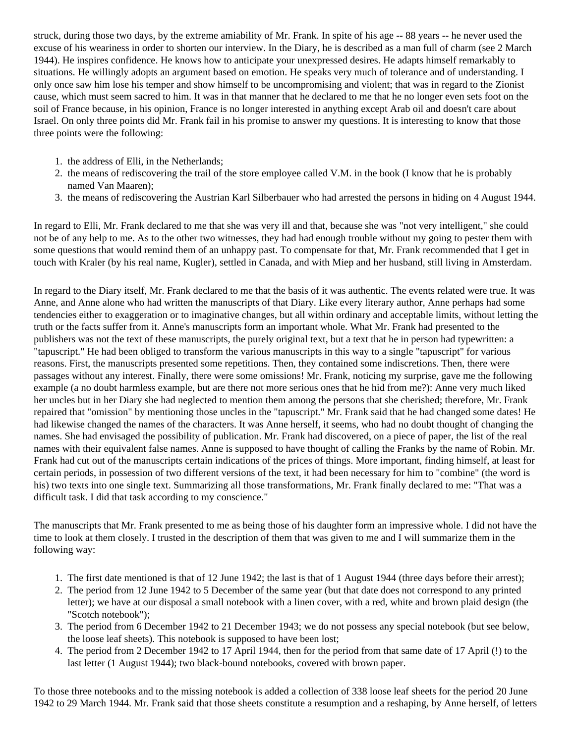struck, during those two days, by the extreme amiability of Mr. Frank. In spite of his age -- 88 years -- he never used the excuse of his weariness in order to shorten our interview. In the Diary, he is described as a man full of charm (see 2 March 1944). He inspires confidence. He knows how to anticipate your unexpressed desires. He adapts himself remarkably to situations. He willingly adopts an argument based on emotion. He speaks very much of tolerance and of understanding. I only once saw him lose his temper and show himself to be uncompromising and violent; that was in regard to the Zionist cause, which must seem sacred to him. It was in that manner that he declared to me that he no longer even sets foot on the soil of France because, in his opinion, France is no longer interested in anything except Arab oil and doesn't care about Israel. On only three points did Mr. Frank fail in his promise to answer my questions. It is interesting to know that those three points were the following:

1. the address of Elli, in the Netherlands;
2. the means of rediscovering the trail of the store employee called V.M. in the book (I know that he is probably named Van Maaren);
3. the means of rediscovering the Austrian Karl Silberbauer who had arrested the persons in hiding on 4 August 1944.

In regard to Elli, Mr. Frank declared to me that she was very ill and that, because she was "not very intelligent," she could not be of any help to me. As to the other two witnesses, they had had enough trouble without my going to pester them with some questions that would remind them of an unhappy past. To compensate for that, Mr. Frank recommended that I get in touch with Kraler (by his real name, Kugler), settled in Canada, and with Miep and her husband, still living in Amsterdam.

In regard to the Diary itself, Mr. Frank declared to me that the basis of it was authentic. The events related were true. It was Anne, and Anne alone who had written the manuscripts of that Diary. Like every literary author, Anne perhaps had some tendencies either to exaggeration or to imaginative changes, but all within ordinary and acceptable limits, without letting the truth or the facts suffer from it. Anne's manuscripts form an important whole. What Mr. Frank had presented to the publishers was not the text of these manuscripts, the purely original text, but a text that he in person had typewritten: a "tapuscript." He had been obliged to transform the various manuscripts in this way to a single "tapuscript" for various reasons. First, the manuscripts presented some repetitions. Then, they contained some indiscretions. Then, there were passages without any interest. Finally, there were some omissions! Mr. Frank, noticing my surprise, gave me the following example (a no doubt harmless example, but are there not more serious ones that he hid from me?): Anne very much liked her uncles but in her Diary she had neglected to mention them among the persons that she cherished; therefore, Mr. Frank repaired that "omission" by mentioning those uncles in the "tapuscript." Mr. Frank said that he had changed some dates! He had likewise changed the names of the characters. It was Anne herself, it seems, who had no doubt thought of changing the names. She had envisaged the possibility of publication. Mr. Frank had discovered, on a piece of paper, the list of the real names with their equivalent false names. Anne is supposed to have thought of calling the Franks by the name of Robin. Mr. Frank had cut out of the manuscripts certain indications of the prices of things. More important, finding himself, at least for certain periods, in possession of two different versions of the text, it had been necessary for him to "combine" (the word is his) two texts into one single text. Summarizing all those transformations, Mr. Frank finally declared to me: "That was a difficult task. I did that task according to my conscience."

The manuscripts that Mr. Frank presented to me as being those of his daughter form an impressive whole. I did not have the time to look at them closely. I trusted in the description of them that was given to me and I will summarize them in the following way:

1. The first date mentioned is that of 12 June 1942; the last is that of 1 August 1944 (three days before their arrest);
2. The period from 12 June 1942 to 5 December of the same year (but that date does not correspond to any printed letter); we have at our disposal a small notebook with a linen cover, with a red, white and brown plaid design (the "Scotch notebook");
3. The period from 6 December 1942 to 21 December 1943; we do not possess any special notebook (but see below, the loose leaf sheets). This notebook is supposed to have been lost;
4. The period from 2 December 1942 to 17 April 1944, then for the period from that same date of 17 April (!) to the last letter (1 August 1944); two black-bound notebooks, covered with brown paper.

To those three notebooks and to the missing notebook is added a collection of 338 loose leaf sheets for the period 20 June 1942 to 29 March 1944. Mr. Frank said that those sheets constitute a resumption and a reshaping, by Anne herself, of letters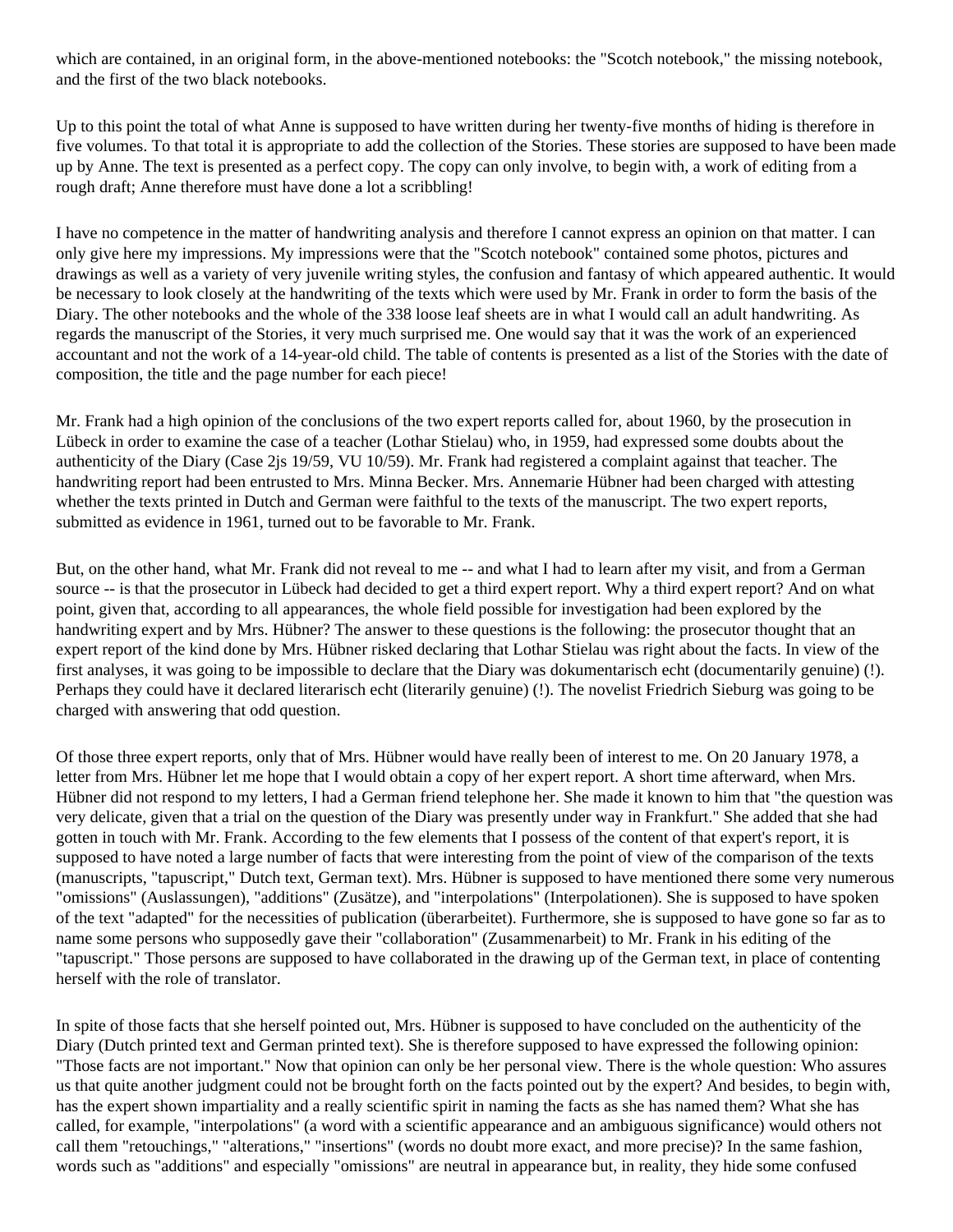which are contained, in an original form, in the above-mentioned notebooks: the "Scotch notebook," the missing notebook, and the first of the two black notebooks.

Up to this point the total of what Anne is supposed to have written during her twenty-five months of hiding is therefore in five volumes. To that total it is appropriate to add the collection of the Stories. These stories are supposed to have been made up by Anne. The text is presented as a perfect copy. The copy can only involve, to begin with, a work of editing from a rough draft; Anne therefore must have done a lot a scribbling!

I have no competence in the matter of handwriting analysis and therefore I cannot express an opinion on that matter. I can only give here my impressions. My impressions were that the "Scotch notebook" contained some photos, pictures and drawings as well as a variety of very juvenile writing styles, the confusion and fantasy of which appeared authentic. It would be necessary to look closely at the handwriting of the texts which were used by Mr. Frank in order to form the basis of the Diary. The other notebooks and the whole of the 338 loose leaf sheets are in what I would call an adult handwriting. As regards the manuscript of the Stories, it very much surprised me. One would say that it was the work of an experienced accountant and not the work of a 14-year-old child. The table of contents is presented as a list of the Stories with the date of composition, the title and the page number for each piece!

Mr. Frank had a high opinion of the conclusions of the two expert reports called for, about 1960, by the prosecution in Lübeck in order to examine the case of a teacher (Lothar Stielau) who, in 1959, had expressed some doubts about the authenticity of the Diary (Case 2js 19/59, VU 10/59). Mr. Frank had registered a complaint against that teacher. The handwriting report had been entrusted to Mrs. Minna Becker. Mrs. Annemarie Hübner had been charged with attesting whether the texts printed in Dutch and German were faithful to the texts of the manuscript. The two expert reports, submitted as evidence in 1961, turned out to be favorable to Mr. Frank.

But, on the other hand, what Mr. Frank did not reveal to me -- and what I had to learn after my visit, and from a German source -- is that the prosecutor in Lübeck had decided to get a third expert report. Why a third expert report? And on what point, given that, according to all appearances, the whole field possible for investigation had been explored by the handwriting expert and by Mrs. Hübner? The answer to these questions is the following: the prosecutor thought that an expert report of the kind done by Mrs. Hübner risked declaring that Lothar Stielau was right about the facts. In view of the first analyses, it was going to be impossible to declare that the Diary was dokumentarisch echt (documentarily genuine) (!). Perhaps they could have it declared literarisch echt (literarily genuine) (!). The novelist Friedrich Sieburg was going to be charged with answering that odd question.

Of those three expert reports, only that of Mrs. Hübner would have really been of interest to me. On 20 January 1978, a letter from Mrs. Hübner let me hope that I would obtain a copy of her expert report. A short time afterward, when Mrs. Hübner did not respond to my letters, I had a German friend telephone her. She made it known to him that "the question was very delicate, given that a trial on the question of the Diary was presently under way in Frankfurt." She added that she had gotten in touch with Mr. Frank. According to the few elements that I possess of the content of that expert's report, it is supposed to have noted a large number of facts that were interesting from the point of view of the comparison of the texts (manuscripts, "tapuscript," Dutch text, German text). Mrs. Hübner is supposed to have mentioned there some very numerous "omissions" (Auslassungen), "additions" (Zusätze), and "interpolations" (Interpolationen). She is supposed to have spoken of the text "adapted" for the necessities of publication (überarbeitet). Furthermore, she is supposed to have gone so far as to name some persons who supposedly gave their "collaboration" (Zusammenarbeit) to Mr. Frank in his editing of the "tapuscript." Those persons are supposed to have collaborated in the drawing up of the German text, in place of contenting herself with the role of translator.

In spite of those facts that she herself pointed out, Mrs. Hübner is supposed to have concluded on the authenticity of the Diary (Dutch printed text and German printed text). She is therefore supposed to have expressed the following opinion: "Those facts are not important." Now that opinion can only be her personal view. There is the whole question: Who assures us that quite another judgment could not be brought forth on the facts pointed out by the expert? And besides, to begin with, has the expert shown impartiality and a really scientific spirit in naming the facts as she has named them? What she has called, for example, "interpolations" (a word with a scientific appearance and an ambiguous significance) would others not call them "retouchings," "alterations," "insertions" (words no doubt more exact, and more precise)? In the same fashion, words such as "additions" and especially "omissions" are neutral in appearance but, in reality, they hide some confused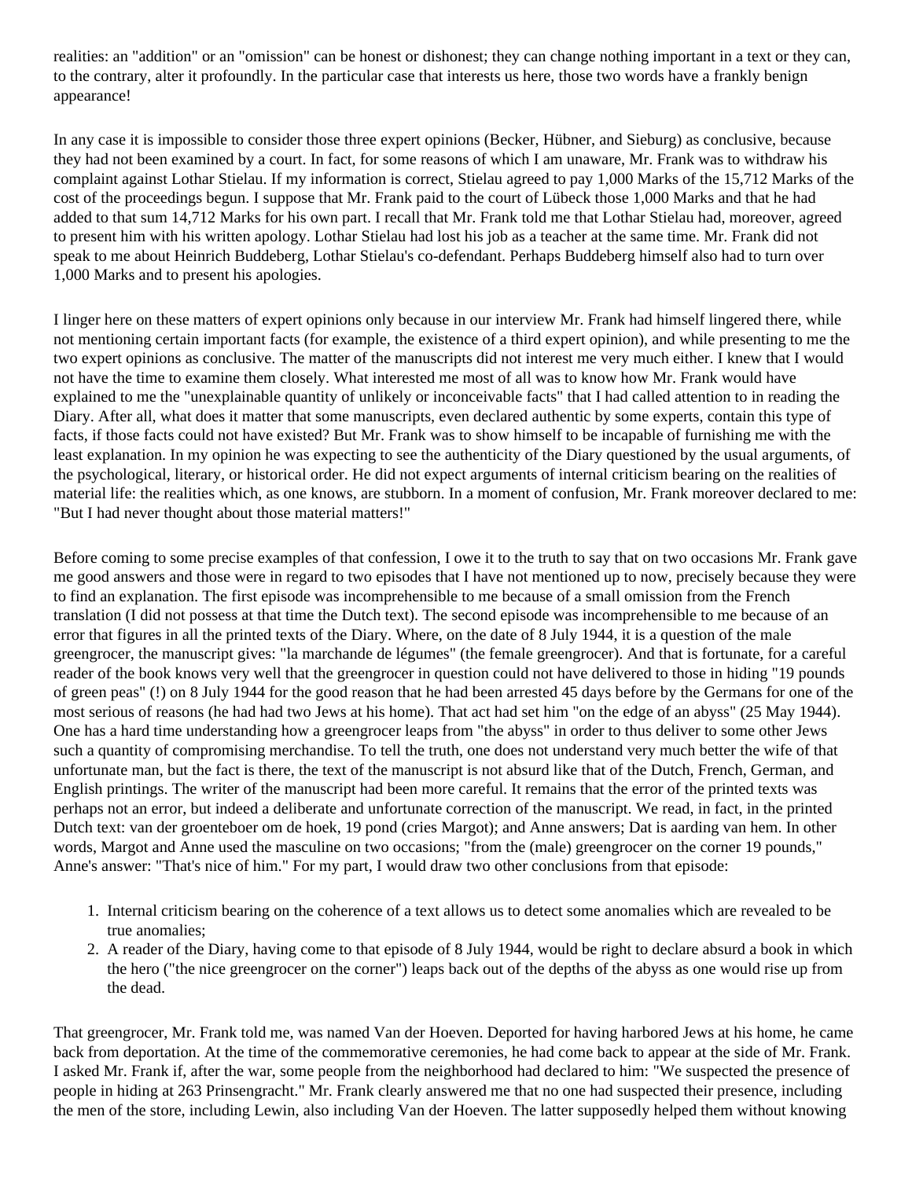realities: an "addition" or an "omission" can be honest or dishonest; they can change nothing important in a text or they can, to the contrary, alter it profoundly. In the particular case that interests us here, those two words have a frankly benign appearance!

In any case it is impossible to consider those three expert opinions (Becker, Hübner, and Sieburg) as conclusive, because they had not been examined by a court. In fact, for some reasons of which I am unaware, Mr. Frank was to withdraw his complaint against Lothar Stielau. If my information is correct, Stielau agreed to pay 1,000 Marks of the 15,712 Marks of the cost of the proceedings begun. I suppose that Mr. Frank paid to the court of Lübeck those 1,000 Marks and that he had added to that sum 14,712 Marks for his own part. I recall that Mr. Frank told me that Lothar Stielau had, moreover, agreed to present him with his written apology. Lothar Stielau had lost his job as a teacher at the same time. Mr. Frank did not speak to me about Heinrich Buddeberg, Lothar Stielau's co-defendant. Perhaps Buddeberg himself also had to turn over 1,000 Marks and to present his apologies.

I linger here on these matters of expert opinions only because in our interview Mr. Frank had himself lingered there, while not mentioning certain important facts (for example, the existence of a third expert opinion), and while presenting to me the two expert opinions as conclusive. The matter of the manuscripts did not interest me very much either. I knew that I would not have the time to examine them closely. What interested me most of all was to know how Mr. Frank would have explained to me the "unexplainable quantity of unlikely or inconceivable facts" that I had called attention to in reading the Diary. After all, what does it matter that some manuscripts, even declared authentic by some experts, contain this type of facts, if those facts could not have existed? But Mr. Frank was to show himself to be incapable of furnishing me with the least explanation. In my opinion he was expecting to see the authenticity of the Diary questioned by the usual arguments, of the psychological, literary, or historical order. He did not expect arguments of internal criticism bearing on the realities of material life: the realities which, as one knows, are stubborn. In a moment of confusion, Mr. Frank moreover declared to me: "But I had never thought about those material matters!"

Before coming to some precise examples of that confession, I owe it to the truth to say that on two occasions Mr. Frank gave me good answers and those were in regard to two episodes that I have not mentioned up to now, precisely because they were to find an explanation. The first episode was incomprehensible to me because of a small omission from the French translation (I did not possess at that time the Dutch text). The second episode was incomprehensible to me because of an error that figures in all the printed texts of the Diary. Where, on the date of 8 July 1944, it is a question of the male greengrocer, the manuscript gives: "la marchande de légumes" (the female greengrocer). And that is fortunate, for a careful reader of the book knows very well that the greengrocer in question could not have delivered to those in hiding "19 pounds of green peas" (!) on 8 July 1944 for the good reason that he had been arrested 45 days before by the Germans for one of the most serious of reasons (he had had two Jews at his home). That act had set him "on the edge of an abyss" (25 May 1944). One has a hard time understanding how a greengrocer leaps from "the abyss" in order to thus deliver to some other Jews such a quantity of compromising merchandise. To tell the truth, one does not understand very much better the wife of that unfortunate man, but the fact is there, the text of the manuscript is not absurd like that of the Dutch, French, German, and English printings. The writer of the manuscript had been more careful. It remains that the error of the printed texts was perhaps not an error, but indeed a deliberate and unfortunate correction of the manuscript. We read, in fact, in the printed Dutch text: van der groenteboer om de hoek, 19 pond (cries Margot); and Anne answers; Dat is aarding van hem. In other words, Margot and Anne used the masculine on two occasions; "from the (male) greengrocer on the corner 19 pounds," Anne's answer: "That's nice of him." For my part, I would draw two other conclusions from that episode:

1. Internal criticism bearing on the coherence of a text allows us to detect some anomalies which are revealed to be true anomalies;
2. A reader of the Diary, having come to that episode of 8 July 1944, would be right to declare absurd a book in which the hero ("the nice greengrocer on the corner") leaps back out of the depths of the abyss as one would rise up from the dead.

That greengrocer, Mr. Frank told me, was named Van der Hoeven. Deported for having harbored Jews at his home, he came back from deportation. At the time of the commemorative ceremonies, he had come back to appear at the side of Mr. Frank. I asked Mr. Frank if, after the war, some people from the neighborhood had declared to him: "We suspected the presence of people in hiding at 263 Prinsengracht." Mr. Frank clearly answered me that no one had suspected their presence, including the men of the store, including Lewin, also including Van der Hoeven. The latter supposedly helped them without knowing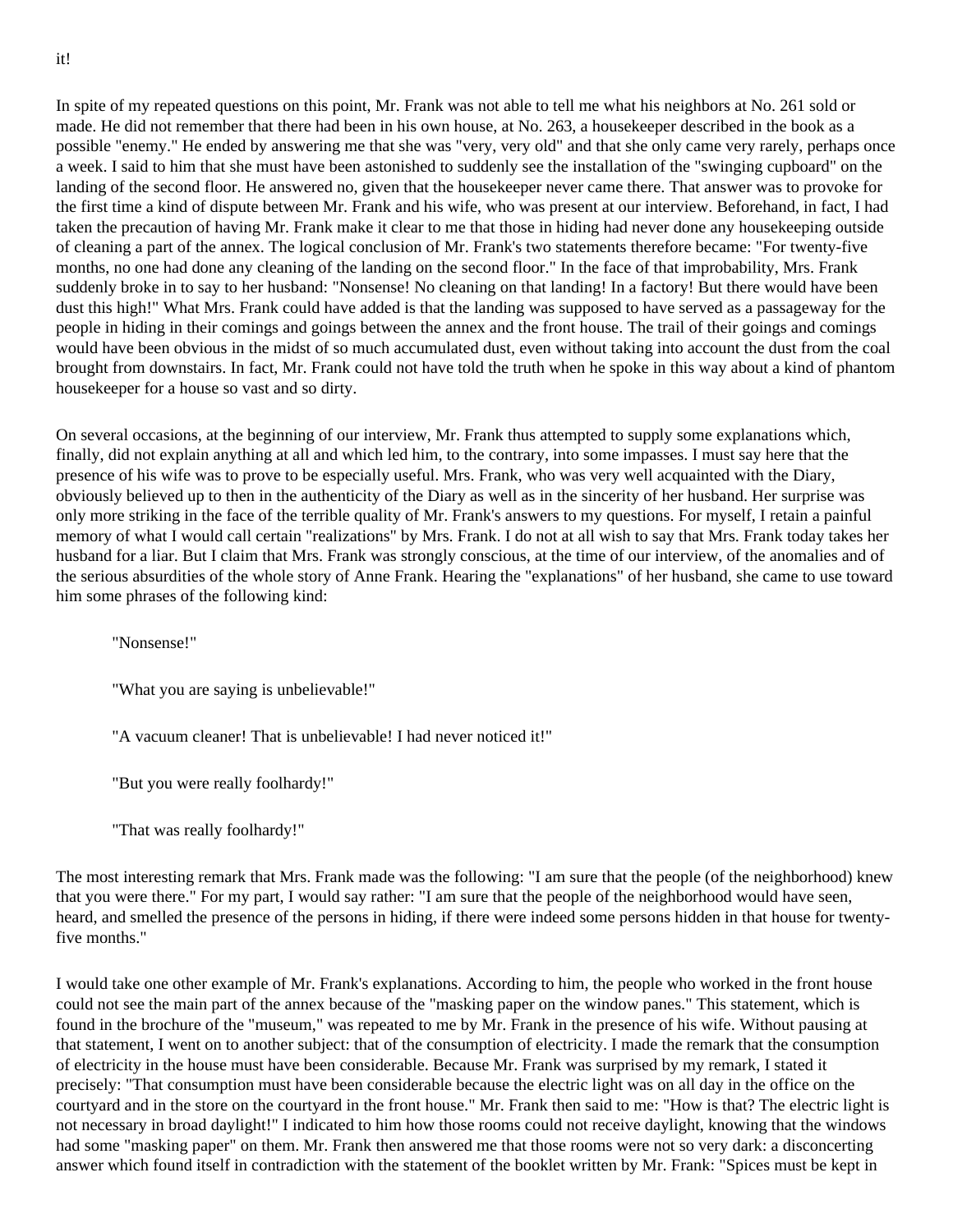it!

In spite of my repeated questions on this point, Mr. Frank was not able to tell me what his neighbors at No. 261 sold or made. He did not remember that there had been in his own house, at No. 263, a housekeeper described in the book as a possible "enemy." He ended by answering me that she was "very, very old" and that she only came very rarely, perhaps once a week. I said to him that she must have been astonished to suddenly see the installation of the "swinging cupboard" on the landing of the second floor. He answered no, given that the housekeeper never came there. That answer was to provoke for the first time a kind of dispute between Mr. Frank and his wife, who was present at our interview. Beforehand, in fact, I had taken the precaution of having Mr. Frank make it clear to me that those in hiding had never done any housekeeping outside of cleaning a part of the annex. The logical conclusion of Mr. Frank's two statements therefore became: "For twenty-five months, no one had done any cleaning of the landing on the second floor." In the face of that improbability, Mrs. Frank suddenly broke in to say to her husband: "Nonsense! No cleaning on that landing! In a factory! But there would have been dust this high!" What Mrs. Frank could have added is that the landing was supposed to have served as a passageway for the people in hiding in their comings and goings between the annex and the front house. The trail of their goings and comings would have been obvious in the midst of so much accumulated dust, even without taking into account the dust from the coal brought from downstairs. In fact, Mr. Frank could not have told the truth when he spoke in this way about a kind of phantom housekeeper for a house so vast and so dirty.

On several occasions, at the beginning of our interview, Mr. Frank thus attempted to supply some explanations which, finally, did not explain anything at all and which led him, to the contrary, into some impasses. I must say here that the presence of his wife was to prove to be especially useful. Mrs. Frank, who was very well acquainted with the Diary, obviously believed up to then in the authenticity of the Diary as well as in the sincerity of her husband. Her surprise was only more striking in the face of the terrible quality of Mr. Frank's answers to my questions. For myself, I retain a painful memory of what I would call certain "realizations" by Mrs. Frank. I do not at all wish to say that Mrs. Frank today takes her husband for a liar. But I claim that Mrs. Frank was strongly conscious, at the time of our interview, of the anomalies and of the serious absurdities of the whole story of Anne Frank. Hearing the "explanations" of her husband, she came to use toward him some phrases of the following kind:

> "Nonsense!"
>
> "What you are saying is unbelievable!"
>
> "A vacuum cleaner! That is unbelievable! I had never noticed it!"
>
> "But you were really foolhardy!"
>
> "That was really foolhardy!"

The most interesting remark that Mrs. Frank made was the following: "I am sure that the people (of the neighborhood) knew that you were there." For my part, I would say rather: "I am sure that the people of the neighborhood would have seen, heard, and smelled the presence of the persons in hiding, if there were indeed some persons hidden in that house for twenty-five months."

I would take one other example of Mr. Frank's explanations. According to him, the people who worked in the front house could not see the main part of the annex because of the "masking paper on the window panes." This statement, which is found in the brochure of the "museum," was repeated to me by Mr. Frank in the presence of his wife. Without pausing at that statement, I went on to another subject: that of the consumption of electricity. I made the remark that the consumption of electricity in the house must have been considerable. Because Mr. Frank was surprised by my remark, I stated it precisely: "That consumption must have been considerable because the electric light was on all day in the office on the courtyard and in the store on the courtyard in the front house." Mr. Frank then said to me: "How is that? The electric light is not necessary in broad daylight!" I indicated to him how those rooms could not receive daylight, knowing that the windows had some "masking paper" on them. Mr. Frank then answered me that those rooms were not so very dark: a disconcerting answer which found itself in contradiction with the statement of the booklet written by Mr. Frank: "Spices must be kept in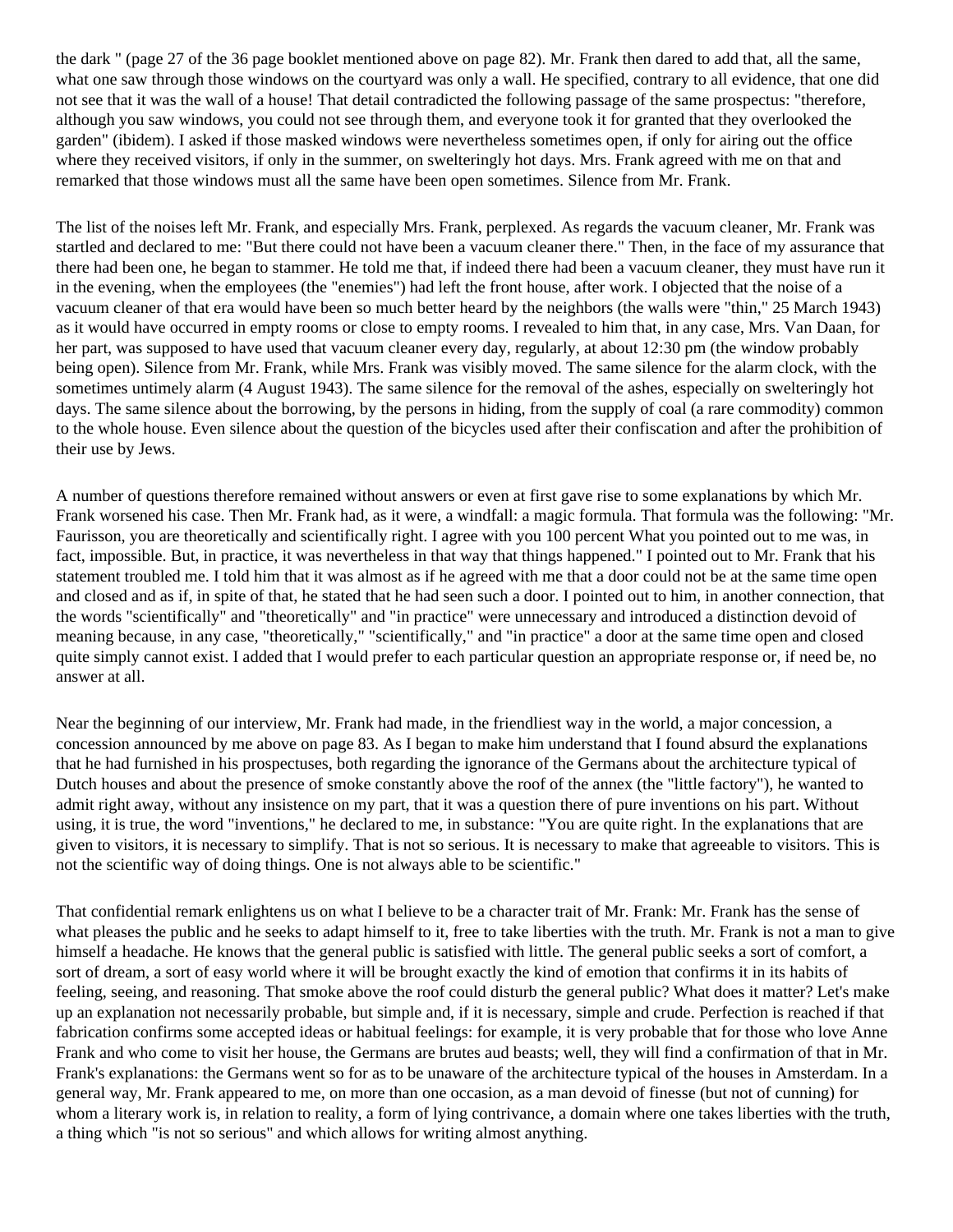the dark " (page 27 of the 36 page booklet mentioned above on page 82). Mr. Frank then dared to add that, all the same, what one saw through those windows on the courtyard was only a wall. He specified, contrary to all evidence, that one did not see that it was the wall of a house! That detail contradicted the following passage of the same prospectus: "therefore, although you saw windows, you could not see through them, and everyone took it for granted that they overlooked the garden" (ibidem). I asked if those masked windows were nevertheless sometimes open, if only for airing out the office where they received visitors, if only in the summer, on swelteringly hot days. Mrs. Frank agreed with me on that and remarked that those windows must all the same have been open sometimes. Silence from Mr. Frank.

The list of the noises left Mr. Frank, and especially Mrs. Frank, perplexed. As regards the vacuum cleaner, Mr. Frank was startled and declared to me: "But there could not have been a vacuum cleaner there." Then, in the face of my assurance that there had been one, he began to stammer. He told me that, if indeed there had been a vacuum cleaner, they must have run it in the evening, when the employees (the "enemies") had left the front house, after work. I objected that the noise of a vacuum cleaner of that era would have been so much better heard by the neighbors (the walls were "thin," 25 March 1943) as it would have occurred in empty rooms or close to empty rooms. I revealed to him that, in any case, Mrs. Van Daan, for her part, was supposed to have used that vacuum cleaner every day, regularly, at about 12:30 pm (the window probably being open). Silence from Mr. Frank, while Mrs. Frank was visibly moved. The same silence for the alarm clock, with the sometimes untimely alarm (4 August 1943). The same silence for the removal of the ashes, especially on swelteringly hot days. The same silence about the borrowing, by the persons in hiding, from the supply of coal (a rare commodity) common to the whole house. Even silence about the question of the bicycles used after their confiscation and after the prohibition of their use by Jews.

A number of questions therefore remained without answers or even at first gave rise to some explanations by which Mr. Frank worsened his case. Then Mr. Frank had, as it were, a windfall: a magic formula. That formula was the following: "Mr. Faurisson, you are theoretically and scientifically right. I agree with you 100 percent What you pointed out to me was, in fact, impossible. But, in practice, it was nevertheless in that way that things happened." I pointed out to Mr. Frank that his statement troubled me. I told him that it was almost as if he agreed with me that a door could not be at the same time open and closed and as if, in spite of that, he stated that he had seen such a door. I pointed out to him, in another connection, that the words "scientifically" and "theoretically" and "in practice" were unnecessary and introduced a distinction devoid of meaning because, in any case, "theoretically," "scientifically," and "in practice" a door at the same time open and closed quite simply cannot exist. I added that I would prefer to each particular question an appropriate response or, if need be, no answer at all.

Near the beginning of our interview, Mr. Frank had made, in the friendliest way in the world, a major concession, a concession announced by me above on page 83. As I began to make him understand that I found absurd the explanations that he had furnished in his prospectuses, both regarding the ignorance of the Germans about the architecture typical of Dutch houses and about the presence of smoke constantly above the roof of the annex (the "little factory"), he wanted to admit right away, without any insistence on my part, that it was a question there of pure inventions on his part. Without using, it is true, the word "inventions," he declared to me, in substance: "You are quite right. In the explanations that are given to visitors, it is necessary to simplify. That is not so serious. It is necessary to make that agreeable to visitors. This is not the scientific way of doing things. One is not always able to be scientific."

That confidential remark enlightens us on what I believe to be a character trait of Mr. Frank: Mr. Frank has the sense of what pleases the public and he seeks to adapt himself to it, free to take liberties with the truth. Mr. Frank is not a man to give himself a headache. He knows that the general public is satisfied with little. The general public seeks a sort of comfort, a sort of dream, a sort of easy world where it will be brought exactly the kind of emotion that confirms it in its habits of feeling, seeing, and reasoning. That smoke above the roof could disturb the general public? What does it matter? Let's make up an explanation not necessarily probable, but simple and, if it is necessary, simple and crude. Perfection is reached if that fabrication confirms some accepted ideas or habitual feelings: for example, it is very probable that for those who love Anne Frank and who come to visit her house, the Germans are brutes aud beasts; well, they will find a confirmation of that in Mr. Frank's explanations: the Germans went so for as to be unaware of the architecture typical of the houses in Amsterdam. In a general way, Mr. Frank appeared to me, on more than one occasion, as a man devoid of finesse (but not of cunning) for whom a literary work is, in relation to reality, a form of lying contrivance, a domain where one takes liberties with the truth, a thing which "is not so serious" and which allows for writing almost anything.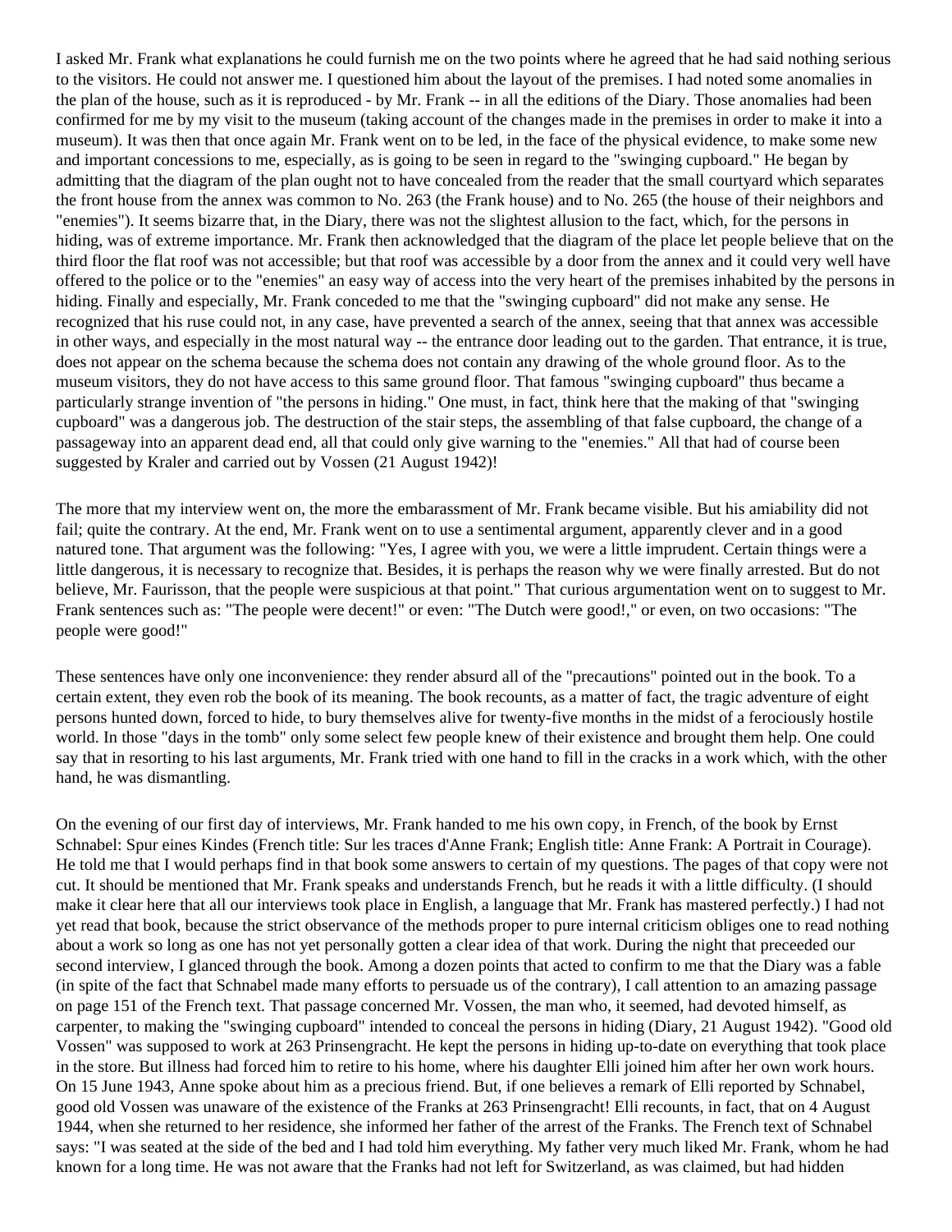I asked Mr. Frank what explanations he could furnish me on the two points where he agreed that he had said nothing serious to the visitors. He could not answer me. I questioned him about the layout of the premises. I had noted some anomalies in the plan of the house, such as it is reproduced - by Mr. Frank -- in all the editions of the Diary. Those anomalies had been confirmed for me by my visit to the museum (taking account of the changes made in the premises in order to make it into a museum). It was then that once again Mr. Frank went on to be led, in the face of the physical evidence, to make some new and important concessions to me, especially, as is going to be seen in regard to the "swinging cupboard." He began by admitting that the diagram of the plan ought not to have concealed from the reader that the small courtyard which separates the front house from the annex was common to No. 263 (the Frank house) and to No. 265 (the house of their neighbors and "enemies"). It seems bizarre that, in the Diary, there was not the slightest allusion to the fact, which, for the persons in hiding, was of extreme importance. Mr. Frank then acknowledged that the diagram of the place let people believe that on the third floor the flat roof was not accessible; but that roof was accessible by a door from the annex and it could very well have offered to the police or to the "enemies" an easy way of access into the very heart of the premises inhabited by the persons in hiding. Finally and especially, Mr. Frank conceded to me that the "swinging cupboard" did not make any sense. He recognized that his ruse could not, in any case, have prevented a search of the annex, seeing that that annex was accessible in other ways, and especially in the most natural way -- the entrance door leading out to the garden. That entrance, it is true, does not appear on the schema because the schema does not contain any drawing of the whole ground floor. As to the museum visitors, they do not have access to this same ground floor. That famous "swinging cupboard" thus became a particularly strange invention of "the persons in hiding." One must, in fact, think here that the making of that "swinging cupboard" was a dangerous job. The destruction of the stair steps, the assembling of that false cupboard, the change of a passageway into an apparent dead end, all that could only give warning to the "enemies." All that had of course been suggested by Kraler and carried out by Vossen (21 August 1942)!

The more that my interview went on, the more the embarassment of Mr. Frank became visible. But his amiability did not fail; quite the contrary. At the end, Mr. Frank went on to use a sentimental argument, apparently clever and in a good natured tone. That argument was the following: "Yes, I agree with you, we were a little imprudent. Certain things were a little dangerous, it is necessary to recognize that. Besides, it is perhaps the reason why we were finally arrested. But do not believe, Mr. Faurisson, that the people were suspicious at that point." That curious argumentation went on to suggest to Mr. Frank sentences such as: "The people were decent!" or even: "The Dutch were good!," or even, on two occasions: "The people were good!"

These sentences have only one inconvenience: they render absurd all of the "precautions" pointed out in the book. To a certain extent, they even rob the book of its meaning. The book recounts, as a matter of fact, the tragic adventure of eight persons hunted down, forced to hide, to bury themselves alive for twenty-five months in the midst of a ferociously hostile world. In those "days in the tomb" only some select few people knew of their existence and brought them help. One could say that in resorting to his last arguments, Mr. Frank tried with one hand to fill in the cracks in a work which, with the other hand, he was dismantling.

On the evening of our first day of interviews, Mr. Frank handed to me his own copy, in French, of the book by Ernst Schnabel: Spur eines Kindes (French title: Sur les traces d'Anne Frank; English title: Anne Frank: A Portrait in Courage). He told me that I would perhaps find in that book some answers to certain of my questions. The pages of that copy were not cut. It should be mentioned that Mr. Frank speaks and understands French, but he reads it with a little difficulty. (I should make it clear here that all our interviews took place in English, a language that Mr. Frank has mastered perfectly.) I had not yet read that book, because the strict observance of the methods proper to pure internal criticism obliges one to read nothing about a work so long as one has not yet personally gotten a clear idea of that work. During the night that preceeded our second interview, I glanced through the book. Among a dozen points that acted to confirm to me that the Diary was a fable (in spite of the fact that Schnabel made many efforts to persuade us of the contrary), I call attention to an amazing passage on page 151 of the French text. That passage concerned Mr. Vossen, the man who, it seemed, had devoted himself, as carpenter, to making the "swinging cupboard" intended to conceal the persons in hiding (Diary, 21 August 1942). "Good old Vossen" was supposed to work at 263 Prinsengracht. He kept the persons in hiding up-to-date on everything that took place in the store. But illness had forced him to retire to his home, where his daughter Elli joined him after her own work hours. On 15 June 1943, Anne spoke about him as a precious friend. But, if one believes a remark of Elli reported by Schnabel, good old Vossen was unaware of the existence of the Franks at 263 Prinsengracht! Elli recounts, in fact, that on 4 August 1944, when she returned to her residence, she informed her father of the arrest of the Franks. The French text of Schnabel says: "I was seated at the side of the bed and I had told him everything. My father very much liked Mr. Frank, whom he had known for a long time. He was not aware that the Franks had not left for Switzerland, as was claimed, but had hidden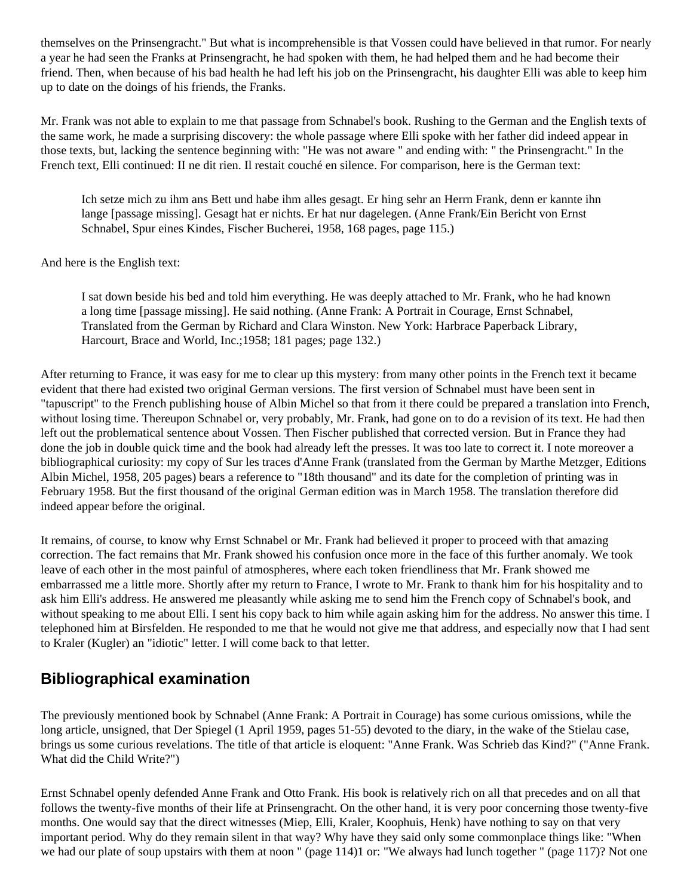themselves on the Prinsengracht." But what is incomprehensible is that Vossen could have believed in that rumor. For nearly a year he had seen the Franks at Prinsengracht, he had spoken with them, he had helped them and he had become their friend. Then, when because of his bad health he had left his job on the Prinsengracht, his daughter Elli was able to keep him up to date on the doings of his friends, the Franks.

Mr. Frank was not able to explain to me that passage from Schnabel's book. Rushing to the German and the English texts of the same work, he made a surprising discovery: the whole passage where Elli spoke with her father did indeed appear in those texts, but, lacking the sentence beginning with: "He was not aware " and ending with: " the Prinsengracht." In the French text, Elli continued: II ne dit rien. Il restait couché en silence. For comparison, here is the German text:

> Ich setze mich zu ihm ans Bett und habe ihm alles gesagt. Er hing sehr an Herrn Frank, denn er kannte ihn lange [passage missing]. Gesagt hat er nichts. Er hat nur dagelegen. (Anne Frank/Ein Bericht von Ernst Schnabel, Spur eines Kindes, Fischer Bucherei, 1958, 168 pages, page 115.)

And here is the English text:

> I sat down beside his bed and told him everything. He was deeply attached to Mr. Frank, who he had known a long time [passage missing]. He said nothing. (Anne Frank: A Portrait in Courage, Ernst Schnabel, Translated from the German by Richard and Clara Winston. New York: Harbrace Paperback Library, Harcourt, Brace and World, Inc.;1958; 181 pages; page 132.)

After returning to France, it was easy for me to clear up this mystery: from many other points in the French text it became evident that there had existed two original German versions. The first version of Schnabel must have been sent in "tapuscript" to the French publishing house of Albin Michel so that from it there could be prepared a translation into French, without losing time. Thereupon Schnabel or, very probably, Mr. Frank, had gone on to do a revision of its text. He had then left out the problematical sentence about Vossen. Then Fischer published that corrected version. But in France they had done the job in double quick time and the book had already left the presses. It was too late to correct it. I note moreover a bibliographical curiosity: my copy of Sur les traces d'Anne Frank (translated from the German by Marthe Metzger, Editions Albin Michel, 1958, 205 pages) bears a reference to "18th thousand" and its date for the completion of printing was in February 1958. But the first thousand of the original German edition was in March 1958. The translation therefore did indeed appear before the original.

It remains, of course, to know why Ernst Schnabel or Mr. Frank had believed it proper to proceed with that amazing correction. The fact remains that Mr. Frank showed his confusion once more in the face of this further anomaly. We took leave of each other in the most painful of atmospheres, where each token friendliness that Mr. Frank showed me embarrassed me a little more. Shortly after my return to France, I wrote to Mr. Frank to thank him for his hospitality and to ask him Elli's address. He answered me pleasantly while asking me to send him the French copy of Schnabel's book, and without speaking to me about Elli. I sent his copy back to him while again asking him for the address. No answer this time. I telephoned him at Birsfelden. He responded to me that he would not give me that address, and especially now that I had sent to Kraler (Kugler) an "idiotic" letter. I will come back to that letter.

## Bibliographical examination

The previously mentioned book by Schnabel (Anne Frank: A Portrait in Courage) has some curious omissions, while the long article, unsigned, that Der Spiegel (1 April 1959, pages 51-55) devoted to the diary, in the wake of the Stielau case, brings us some curious revelations. The title of that article is eloquent: "Anne Frank. Was Schrieb das Kind?" ("Anne Frank. What did the Child Write?")

Ernst Schnabel openly defended Anne Frank and Otto Frank. His book is relatively rich on all that precedes and on all that follows the twenty-five months of their life at Prinsengracht. On the other hand, it is very poor concerning those twenty-five months. One would say that the direct witnesses (Miep, Elli, Kraler, Koophuis, Henk) have nothing to say on that very important period. Why do they remain silent in that way? Why have they said only some commonplace things like: "When we had our plate of soup upstairs with them at noon " (page 114)1 or: "We always had lunch together " (page 117)? Not one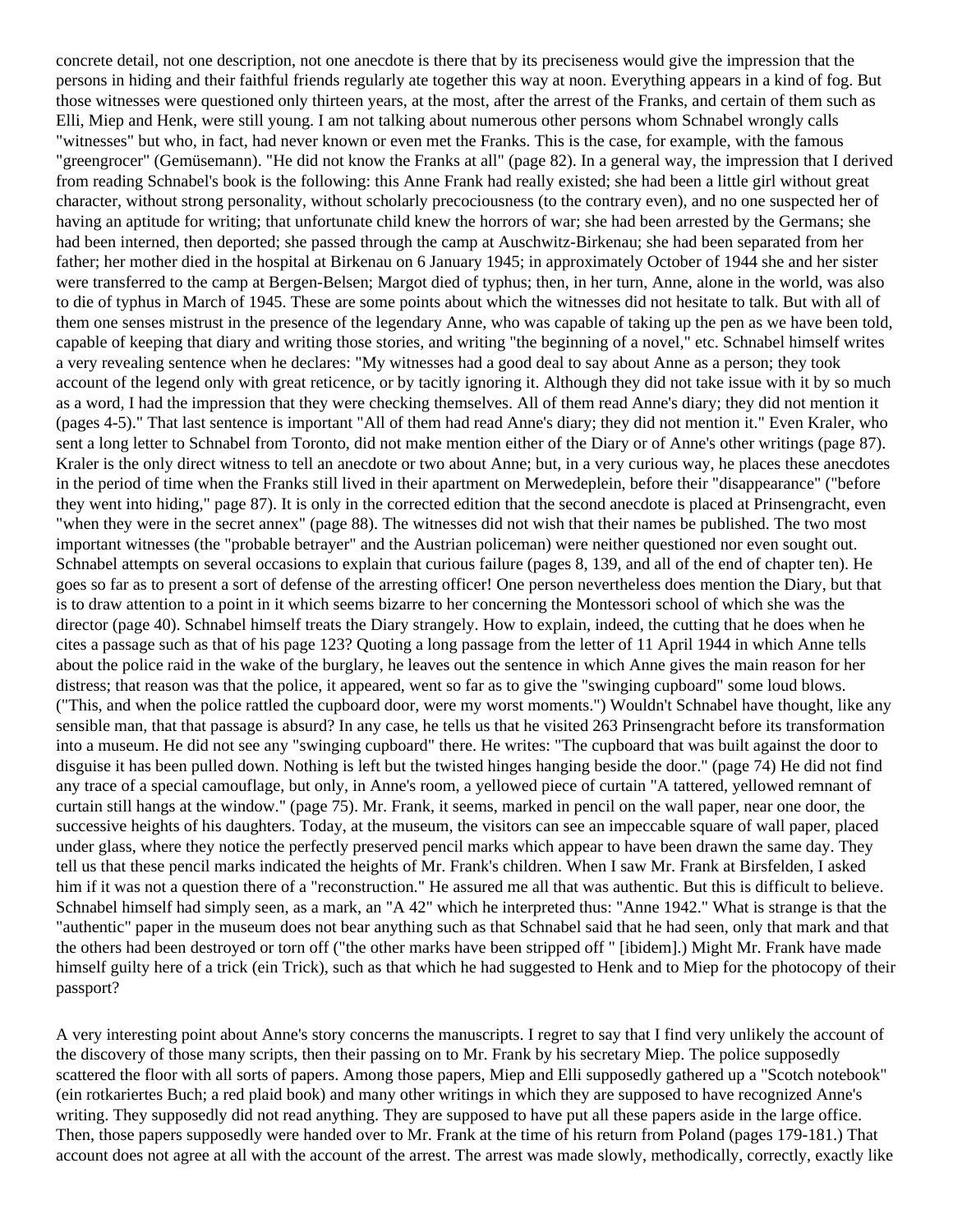concrete detail, not one description, not one anecdote is there that by its preciseness would give the impression that the persons in hiding and their faithful friends regularly ate together this way at noon. Everything appears in a kind of fog. But those witnesses were questioned only thirteen years, at the most, after the arrest of the Franks, and certain of them such as Elli, Miep and Henk, were still young. I am not talking about numerous other persons whom Schnabel wrongly calls "witnesses" but who, in fact, had never known or even met the Franks. This is the case, for example, with the famous "greengrocer" (Gemüsemann). "He did not know the Franks at all" (page 82). In a general way, the impression that I derived from reading Schnabel's book is the following: this Anne Frank had really existed; she had been a little girl without great character, without strong personality, without scholarly precociousness (to the contrary even), and no one suspected her of having an aptitude for writing; that unfortunate child knew the horrors of war; she had been arrested by the Germans; she had been interned, then deported; she passed through the camp at Auschwitz-Birkenau; she had been separated from her father; her mother died in the hospital at Birkenau on 6 January 1945; in approximately October of 1944 she and her sister were transferred to the camp at Bergen-Belsen; Margot died of typhus; then, in her turn, Anne, alone in the world, was also to die of typhus in March of 1945. These are some points about which the witnesses did not hesitate to talk. But with all of them one senses mistrust in the presence of the legendary Anne, who was capable of taking up the pen as we have been told, capable of keeping that diary and writing those stories, and writing "the beginning of a novel," etc. Schnabel himself writes a very revealing sentence when he declares: "My witnesses had a good deal to say about Anne as a person; they took account of the legend only with great reticence, or by tacitly ignoring it. Although they did not take issue with it by so much as a word, I had the impression that they were checking themselves. All of them read Anne's diary; they did not mention it (pages 4-5)." That last sentence is important "All of them had read Anne's diary; they did not mention it." Even Kraler, who sent a long letter to Schnabel from Toronto, did not make mention either of the Diary or of Anne's other writings (page 87). Kraler is the only direct witness to tell an anecdote or two about Anne; but, in a very curious way, he places these anecdotes in the period of time when the Franks still lived in their apartment on Merwedeplein, before their "disappearance" ("before they went into hiding," page 87). It is only in the corrected edition that the second anecdote is placed at Prinsengracht, even "when they were in the secret annex" (page 88). The witnesses did not wish that their names be published. The two most important witnesses (the "probable betrayer" and the Austrian policeman) were neither questioned nor even sought out. Schnabel attempts on several occasions to explain that curious failure (pages 8, 139, and all of the end of chapter ten). He goes so far as to present a sort of defense of the arresting officer! One person nevertheless does mention the Diary, but that is to draw attention to a point in it which seems bizarre to her concerning the Montessori school of which she was the director (page 40). Schnabel himself treats the Diary strangely. How to explain, indeed, the cutting that he does when he cites a passage such as that of his page 123? Quoting a long passage from the letter of 11 April 1944 in which Anne tells about the police raid in the wake of the burglary, he leaves out the sentence in which Anne gives the main reason for her distress; that reason was that the police, it appeared, went so far as to give the "swinging cupboard" some loud blows. ("This, and when the police rattled the cupboard door, were my worst moments.") Wouldn't Schnabel have thought, like any sensible man, that that passage is absurd? In any case, he tells us that he visited 263 Prinsengracht before its transformation into a museum. He did not see any "swinging cupboard" there. He writes: "The cupboard that was built against the door to disguise it has been pulled down. Nothing is left but the twisted hinges hanging beside the door." (page 74) He did not find any trace of a special camouflage, but only, in Anne's room, a yellowed piece of curtain "A tattered, yellowed remnant of curtain still hangs at the window." (page 75). Mr. Frank, it seems, marked in pencil on the wall paper, near one door, the successive heights of his daughters. Today, at the museum, the visitors can see an impeccable square of wall paper, placed under glass, where they notice the perfectly preserved pencil marks which appear to have been drawn the same day. They tell us that these pencil marks indicated the heights of Mr. Frank's children. When I saw Mr. Frank at Birsfelden, I asked him if it was not a question there of a "reconstruction." He assured me all that was authentic. But this is difficult to believe. Schnabel himself had simply seen, as a mark, an "A 42" which he interpreted thus: "Anne 1942." What is strange is that the "authentic" paper in the museum does not bear anything such as that Schnabel said that he had seen, only that mark and that the others had been destroyed or torn off ("the other marks have been stripped off " [ibidem].) Might Mr. Frank have made himself guilty here of a trick (ein Trick), such as that which he had suggested to Henk and to Miep for the photocopy of their passport?

A very interesting point about Anne's story concerns the manuscripts. I regret to say that I find very unlikely the account of the discovery of those many scripts, then their passing on to Mr. Frank by his secretary Miep. The police supposedly scattered the floor with all sorts of papers. Among those papers, Miep and Elli supposedly gathered up a "Scotch notebook" (ein rotkariertes Buch; a red plaid book) and many other writings in which they are supposed to have recognized Anne's writing. They supposedly did not read anything. They are supposed to have put all these papers aside in the large office. Then, those papers supposedly were handed over to Mr. Frank at the time of his return from Poland (pages 179-181.) That account does not agree at all with the account of the arrest. The arrest was made slowly, methodically, correctly, exactly like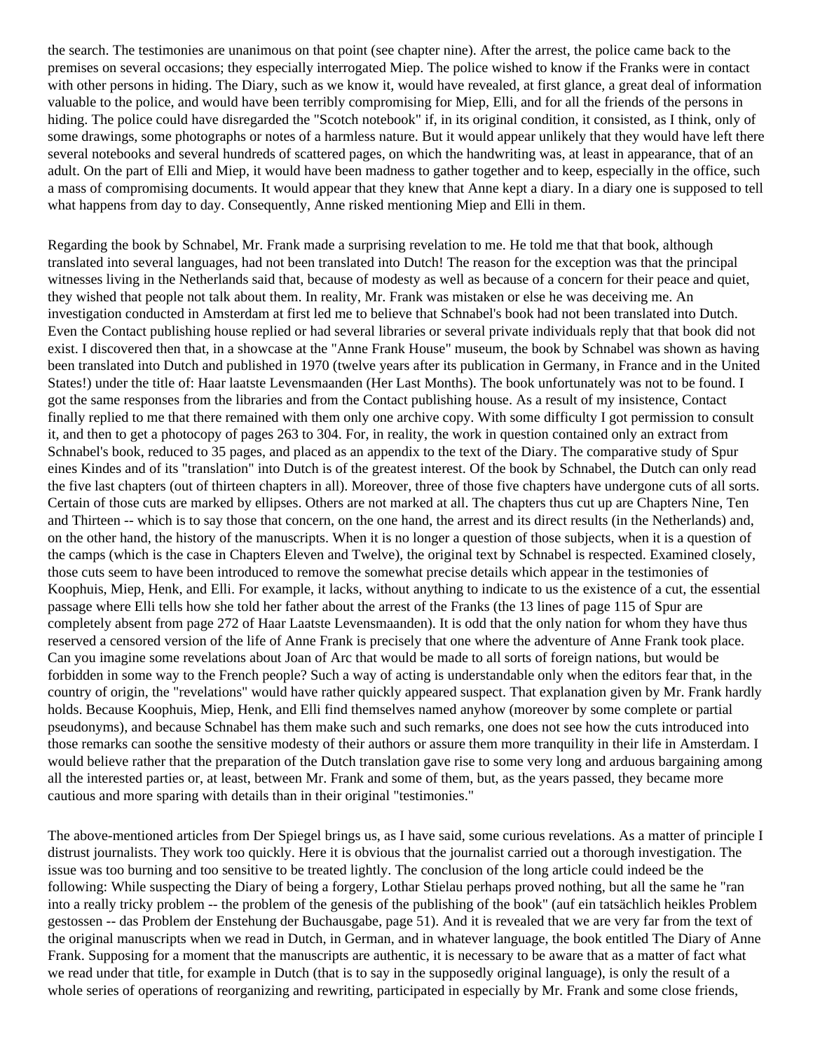the search. The testimonies are unanimous on that point (see chapter nine). After the arrest, the police came back to the premises on several occasions; they especially interrogated Miep. The police wished to know if the Franks were in contact with other persons in hiding. The Diary, such as we know it, would have revealed, at first glance, a great deal of information valuable to the police, and would have been terribly compromising for Miep, Elli, and for all the friends of the persons in hiding. The police could have disregarded the "Scotch notebook" if, in its original condition, it consisted, as I think, only of some drawings, some photographs or notes of a harmless nature. But it would appear unlikely that they would have left there several notebooks and several hundreds of scattered pages, on which the handwriting was, at least in appearance, that of an adult. On the part of Elli and Miep, it would have been madness to gather together and to keep, especially in the office, such a mass of compromising documents. It would appear that they knew that Anne kept a diary. In a diary one is supposed to tell what happens from day to day. Consequently, Anne risked mentioning Miep and Elli in them.

Regarding the book by Schnabel, Mr. Frank made a surprising revelation to me. He told me that that book, although translated into several languages, had not been translated into Dutch! The reason for the exception was that the principal witnesses living in the Netherlands said that, because of modesty as well as because of a concern for their peace and quiet, they wished that people not talk about them. In reality, Mr. Frank was mistaken or else he was deceiving me. An investigation conducted in Amsterdam at first led me to believe that Schnabel's book had not been translated into Dutch. Even the Contact publishing house replied or had several libraries or several private individuals reply that that book did not exist. I discovered then that, in a showcase at the "Anne Frank House" museum, the book by Schnabel was shown as having been translated into Dutch and published in 1970 (twelve years after its publication in Germany, in France and in the United States!) under the title of: Haar laatste Levensmaanden (Her Last Months). The book unfortunately was not to be found. I got the same responses from the libraries and from the Contact publishing house. As a result of my insistence, Contact finally replied to me that there remained with them only one archive copy. With some difficulty I got permission to consult it, and then to get a photocopy of pages 263 to 304. For, in reality, the work in question contained only an extract from Schnabel's book, reduced to 35 pages, and placed as an appendix to the text of the Diary. The comparative study of Spur eines Kindes and of its "translation" into Dutch is of the greatest interest. Of the book by Schnabel, the Dutch can only read the five last chapters (out of thirteen chapters in all). Moreover, three of those five chapters have undergone cuts of all sorts. Certain of those cuts are marked by ellipses. Others are not marked at all. The chapters thus cut up are Chapters Nine, Ten and Thirteen -- which is to say those that concern, on the one hand, the arrest and its direct results (in the Netherlands) and, on the other hand, the history of the manuscripts. When it is no longer a question of those subjects, when it is a question of the camps (which is the case in Chapters Eleven and Twelve), the original text by Schnabel is respected. Examined closely, those cuts seem to have been introduced to remove the somewhat precise details which appear in the testimonies of Koophuis, Miep, Henk, and Elli. For example, it lacks, without anything to indicate to us the existence of a cut, the essential passage where Elli tells how she told her father about the arrest of the Franks (the 13 lines of page 115 of Spur are completely absent from page 272 of Haar Laatste Levensmaanden). It is odd that the only nation for whom they have thus reserved a censored version of the life of Anne Frank is precisely that one where the adventure of Anne Frank took place. Can you imagine some revelations about Joan of Arc that would be made to all sorts of foreign nations, but would be forbidden in some way to the French people? Such a way of acting is understandable only when the editors fear that, in the country of origin, the "revelations" would have rather quickly appeared suspect. That explanation given by Mr. Frank hardly holds. Because Koophuis, Miep, Henk, and Elli find themselves named anyhow (moreover by some complete or partial pseudonyms), and because Schnabel has them make such and such remarks, one does not see how the cuts introduced into those remarks can soothe the sensitive modesty of their authors or assure them more tranquility in their life in Amsterdam. I would believe rather that the preparation of the Dutch translation gave rise to some very long and arduous bargaining among all the interested parties or, at least, between Mr. Frank and some of them, but, as the years passed, they became more cautious and more sparing with details than in their original "testimonies."

The above-mentioned articles from Der Spiegel brings us, as I have said, some curious revelations. As a matter of principle I distrust journalists. They work too quickly. Here it is obvious that the journalist carried out a thorough investigation. The issue was too burning and too sensitive to be treated lightly. The conclusion of the long article could indeed be the following: While suspecting the Diary of being a forgery, Lothar Stielau perhaps proved nothing, but all the same he "ran into a really tricky problem -- the problem of the genesis of the publishing of the book" (auf ein tatsächlich heikles Problem gestossen -- das Problem der Enstehung der Buchausgabe, page 51). And it is revealed that we are very far from the text of the original manuscripts when we read in Dutch, in German, and in whatever language, the book entitled The Diary of Anne Frank. Supposing for a moment that the manuscripts are authentic, it is necessary to be aware that as a matter of fact what we read under that title, for example in Dutch (that is to say in the supposedly original language), is only the result of a whole series of operations of reorganizing and rewriting, participated in especially by Mr. Frank and some close friends,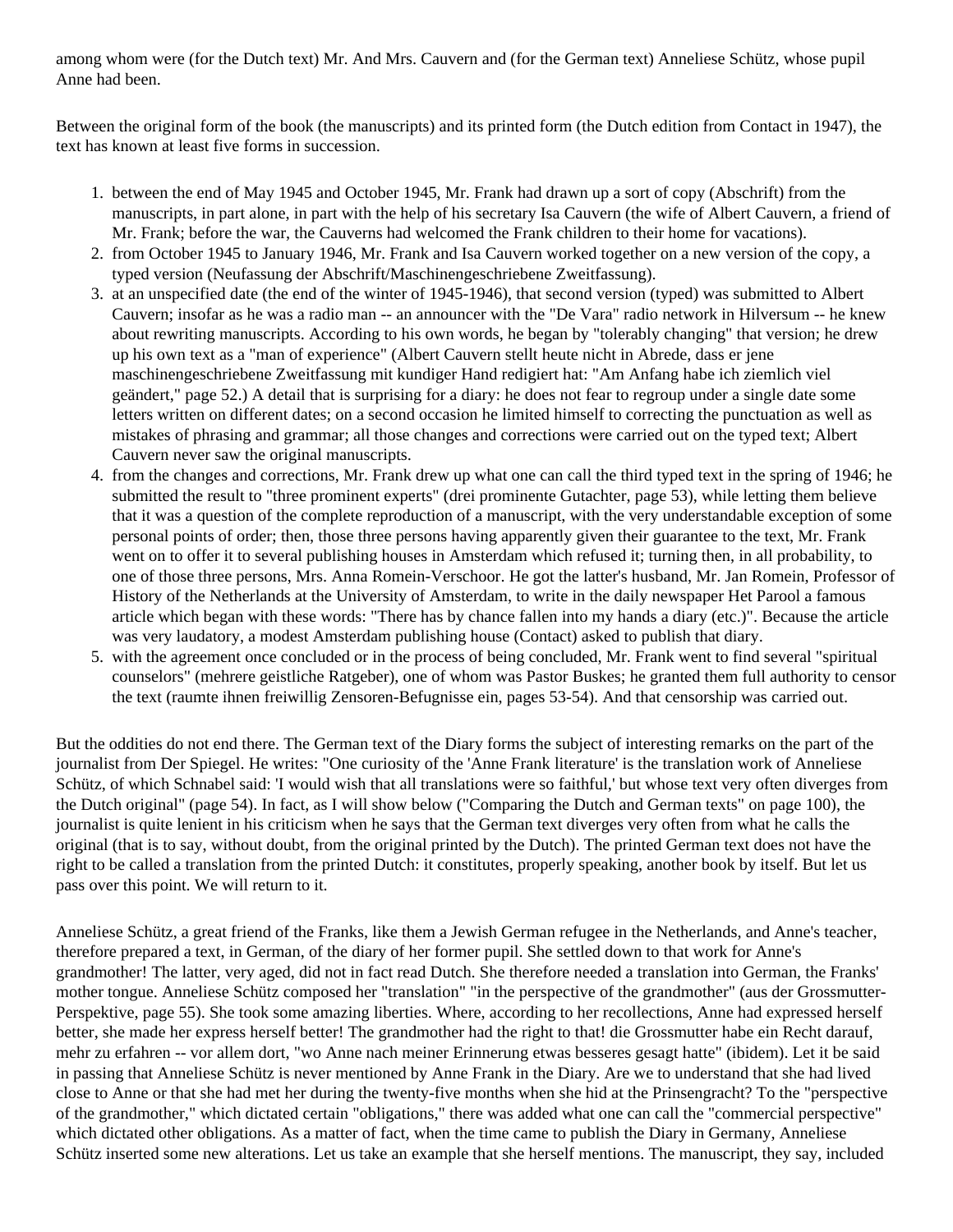among whom were (for the Dutch text) Mr. And Mrs. Cauvern and (for the German text) Anneliese Schütz, whose pupil Anne had been.

Between the original form of the book (the manuscripts) and its printed form (the Dutch edition from Contact in 1947), the text has known at least five forms in succession.

1. between the end of May 1945 and October 1945, Mr. Frank had drawn up a sort of copy (Abschrift) from the manuscripts, in part alone, in part with the help of his secretary Isa Cauvern (the wife of Albert Cauvern, a friend of Mr. Frank; before the war, the Cauverns had welcomed the Frank children to their home for vacations).
2. from October 1945 to January 1946, Mr. Frank and Isa Cauvern worked together on a new version of the copy, a typed version (Neufassung der Abschrift/Maschinengeschriebene Zweitfassung).
3. at an unspecified date (the end of the winter of 1945-1946), that second version (typed) was submitted to Albert Cauvern; insofar as he was a radio man -- an announcer with the "De Vara" radio network in Hilversum -- he knew about rewriting manuscripts. According to his own words, he began by "tolerably changing" that version; he drew up his own text as a "man of experience" (Albert Cauvern stellt heute nicht in Abrede, dass er jene maschinengeschriebene Zweitfassung mit kundiger Hand redigiert hat: "Am Anfang habe ich ziemlich viel geändert," page 52.) A detail that is surprising for a diary: he does not fear to regroup under a single date some letters written on different dates; on a second occasion he limited himself to correcting the punctuation as well as mistakes of phrasing and grammar; all those changes and corrections were carried out on the typed text; Albert Cauvern never saw the original manuscripts.
4. from the changes and corrections, Mr. Frank drew up what one can call the third typed text in the spring of 1946; he submitted the result to "three prominent experts" (drei prominente Gutachter, page 53), while letting them believe that it was a question of the complete reproduction of a manuscript, with the very understandable exception of some personal points of order; then, those three persons having apparently given their guarantee to the text, Mr. Frank went on to offer it to several publishing houses in Amsterdam which refused it; turning then, in all probability, to one of those three persons, Mrs. Anna Romein-Verschoor. He got the latter's husband, Mr. Jan Romein, Professor of History of the Netherlands at the University of Amsterdam, to write in the daily newspaper Het Parool a famous article which began with these words: "There has by chance fallen into my hands a diary (etc.)". Because the article was very laudatory, a modest Amsterdam publishing house (Contact) asked to publish that diary.
5. with the agreement once concluded or in the process of being concluded, Mr. Frank went to find several "spiritual counselors" (mehrere geistliche Ratgeber), one of whom was Pastor Buskes; he granted them full authority to censor the text (raumte ihnen freiwillig Zensoren-Befugnisse ein, pages 53-54). And that censorship was carried out.

But the oddities do not end there. The German text of the Diary forms the subject of interesting remarks on the part of the journalist from Der Spiegel. He writes: "One curiosity of the 'Anne Frank literature' is the translation work of Anneliese Schütz, of which Schnabel said: 'I would wish that all translations were so faithful,' but whose text very often diverges from the Dutch original" (page 54). In fact, as I will show below ("Comparing the Dutch and German texts" on page 100), the journalist is quite lenient in his criticism when he says that the German text diverges very often from what he calls the original (that is to say, without doubt, from the original printed by the Dutch). The printed German text does not have the right to be called a translation from the printed Dutch: it constitutes, properly speaking, another book by itself. But let us pass over this point. We will return to it.

Anneliese Schütz, a great friend of the Franks, like them a Jewish German refugee in the Netherlands, and Anne's teacher, therefore prepared a text, in German, of the diary of her former pupil. She settled down to that work for Anne's grandmother! The latter, very aged, did not in fact read Dutch. She therefore needed a translation into German, the Franks' mother tongue. Anneliese Schütz composed her "translation" "in the perspective of the grandmother" (aus der Grossmutter-Perspektive, page 55). She took some amazing liberties. Where, according to her recollections, Anne had expressed herself better, she made her express herself better! The grandmother had the right to that! die Grossmutter habe ein Recht darauf, mehr zu erfahren -- vor allem dort, "wo Anne nach meiner Erinnerung etwas besseres gesagt hatte" (ibidem). Let it be said in passing that Anneliese Schütz is never mentioned by Anne Frank in the Diary. Are we to understand that she had lived close to Anne or that she had met her during the twenty-five months when she hid at the Prinsengracht? To the "perspective of the grandmother," which dictated certain "obligations," there was added what one can call the "commercial perspective" which dictated other obligations. As a matter of fact, when the time came to publish the Diary in Germany, Anneliese Schütz inserted some new alterations. Let us take an example that she herself mentions. The manuscript, they say, included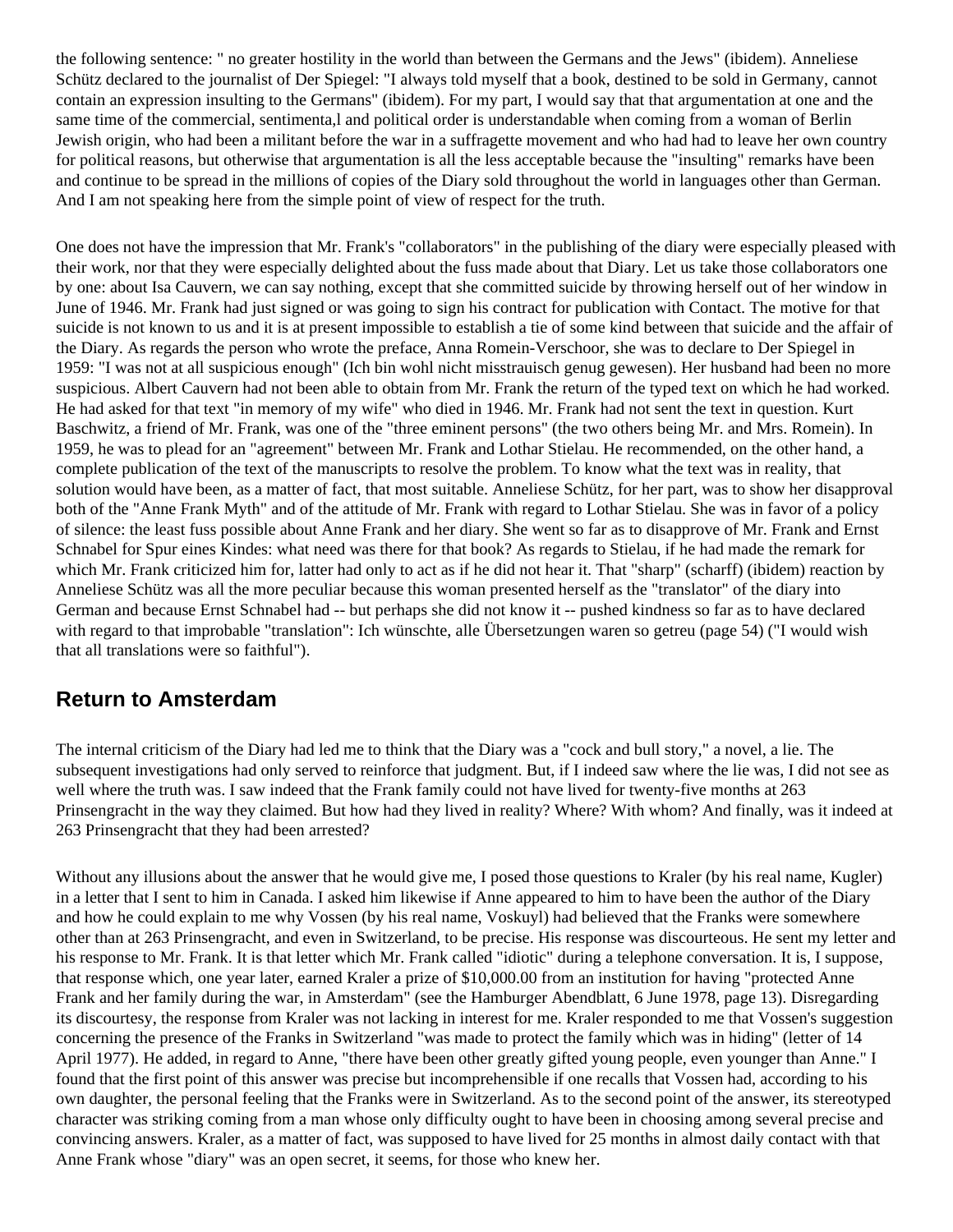the following sentence: " no greater hostility in the world than between the Germans and the Jews" (ibidem). Anneliese Schütz declared to the journalist of Der Spiegel: "I always told myself that a book, destined to be sold in Germany, cannot contain an expression insulting to the Germans" (ibidem). For my part, I would say that that argumentation at one and the same time of the commercial, sentimenta,l and political order is understandable when coming from a woman of Berlin Jewish origin, who had been a militant before the war in a suffragette movement and who had had to leave her own country for political reasons, but otherwise that argumentation is all the less acceptable because the "insulting" remarks have been and continue to be spread in the millions of copies of the Diary sold throughout the world in languages other than German. And I am not speaking here from the simple point of view of respect for the truth.

One does not have the impression that Mr. Frank's "collaborators" in the publishing of the diary were especially pleased with their work, nor that they were especially delighted about the fuss made about that Diary. Let us take those collaborators one by one: about Isa Cauvern, we can say nothing, except that she committed suicide by throwing herself out of her window in June of 1946. Mr. Frank had just signed or was going to sign his contract for publication with Contact. The motive for that suicide is not known to us and it is at present impossible to establish a tie of some kind between that suicide and the affair of the Diary. As regards the person who wrote the preface, Anna Romein-Verschoor, she was to declare to Der Spiegel in 1959: "I was not at all suspicious enough" (Ich bin wohl nicht misstrauisch genug gewesen). Her husband had been no more suspicious. Albert Cauvern had not been able to obtain from Mr. Frank the return of the typed text on which he had worked. He had asked for that text "in memory of my wife" who died in 1946. Mr. Frank had not sent the text in question. Kurt Baschwitz, a friend of Mr. Frank, was one of the "three eminent persons" (the two others being Mr. and Mrs. Romein). In 1959, he was to plead for an "agreement" between Mr. Frank and Lothar Stielau. He recommended, on the other hand, a complete publication of the text of the manuscripts to resolve the problem. To know what the text was in reality, that solution would have been, as a matter of fact, that most suitable. Anneliese Schütz, for her part, was to show her disapproval both of the "Anne Frank Myth" and of the attitude of Mr. Frank with regard to Lothar Stielau. She was in favor of a policy of silence: the least fuss possible about Anne Frank and her diary. She went so far as to disapprove of Mr. Frank and Ernst Schnabel for Spur eines Kindes: what need was there for that book? As regards to Stielau, if he had made the remark for which Mr. Frank criticized him for, latter had only to act as if he did not hear it. That "sharp" (scharff) (ibidem) reaction by Anneliese Schütz was all the more peculiar because this woman presented herself as the "translator" of the diary into German and because Ernst Schnabel had -- but perhaps she did not know it -- pushed kindness so far as to have declared with regard to that improbable "translation": Ich wünschte, alle Übersetzungen waren so getreu (page 54) ("I would wish that all translations were so faithful").

## Return to Amsterdam

The internal criticism of the Diary had led me to think that the Diary was a "cock and bull story," a novel, a lie. The subsequent investigations had only served to reinforce that judgment. But, if I indeed saw where the lie was, I did not see as well where the truth was. I saw indeed that the Frank family could not have lived for twenty-five months at 263 Prinsengracht in the way they claimed. But how had they lived in reality? Where? With whom? And finally, was it indeed at 263 Prinsengracht that they had been arrested?

Without any illusions about the answer that he would give me, I posed those questions to Kraler (by his real name, Kugler) in a letter that I sent to him in Canada. I asked him likewise if Anne appeared to him to have been the author of the Diary and how he could explain to me why Vossen (by his real name, Voskuyl) had believed that the Franks were somewhere other than at 263 Prinsengracht, and even in Switzerland, to be precise. His response was discourteous. He sent my letter and his response to Mr. Frank. It is that letter which Mr. Frank called "idiotic" during a telephone conversation. It is, I suppose, that response which, one year later, earned Kraler a prize of $10,000.00 from an institution for having "protected Anne Frank and her family during the war, in Amsterdam" (see the Hamburger Abendblatt, 6 June 1978, page 13). Disregarding its discourtesy, the response from Kraler was not lacking in interest for me. Kraler responded to me that Vossen's suggestion concerning the presence of the Franks in Switzerland "was made to protect the family which was in hiding" (letter of 14 April 1977). He added, in regard to Anne, "there have been other greatly gifted young people, even younger than Anne." I found that the first point of this answer was precise but incomprehensible if one recalls that Vossen had, according to his own daughter, the personal feeling that the Franks were in Switzerland. As to the second point of the answer, its stereotyped character was striking coming from a man whose only difficulty ought to have been in choosing among several precise and convincing answers. Kraler, as a matter of fact, was supposed to have lived for 25 months in almost daily contact with that Anne Frank whose "diary" was an open secret, it seems, for those who knew her.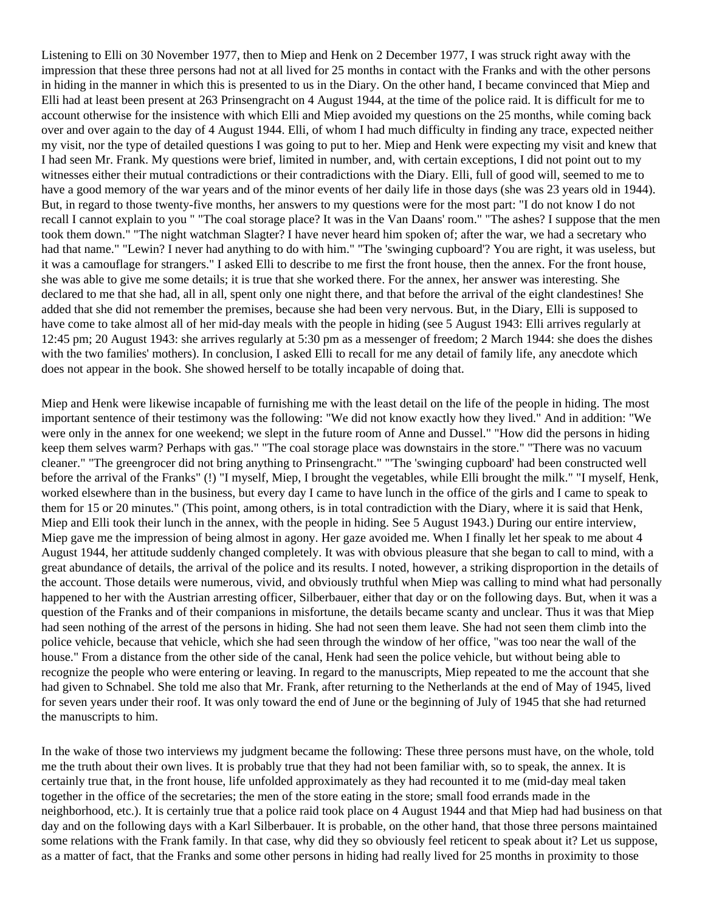Listening to Elli on 30 November 1977, then to Miep and Henk on 2 December 1977, I was struck right away with the impression that these three persons had not at all lived for 25 months in contact with the Franks and with the other persons in hiding in the manner in which this is presented to us in the Diary. On the other hand, I became convinced that Miep and Elli had at least been present at 263 Prinsengracht on 4 August 1944, at the time of the police raid. It is difficult for me to account otherwise for the insistence with which Elli and Miep avoided my questions on the 25 months, while coming back over and over again to the day of 4 August 1944. Elli, of whom I had much difficulty in finding any trace, expected neither my visit, nor the type of detailed questions I was going to put to her. Miep and Henk were expecting my visit and knew that I had seen Mr. Frank. My questions were brief, limited in number, and, with certain exceptions, I did not point out to my witnesses either their mutual contradictions or their contradictions with the Diary. Elli, full of good will, seemed to me to have a good memory of the war years and of the minor events of her daily life in those days (she was 23 years old in 1944). But, in regard to those twenty-five months, her answers to my questions were for the most part: "I do not know I do not recall I cannot explain to you " "The coal storage place? It was in the Van Daans' room." "The ashes? I suppose that the men took them down." "The night watchman Slagter? I have never heard him spoken of; after the war, we had a secretary who had that name." "Lewin? I never had anything to do with him." "The 'swinging cupboard'? You are right, it was useless, but it was a camouflage for strangers." I asked Elli to describe to me first the front house, then the annex. For the front house, she was able to give me some details; it is true that she worked there. For the annex, her answer was interesting. She declared to me that she had, all in all, spent only one night there, and that before the arrival of the eight clandestines! She added that she did not remember the premises, because she had been very nervous. But, in the Diary, Elli is supposed to have come to take almost all of her mid-day meals with the people in hiding (see 5 August 1943: Elli arrives regularly at 12:45 pm; 20 August 1943: she arrives regularly at 5:30 pm as a messenger of freedom; 2 March 1944: she does the dishes with the two families' mothers). In conclusion, I asked Elli to recall for me any detail of family life, any anecdote which does not appear in the book. She showed herself to be totally incapable of doing that.

Miep and Henk were likewise incapable of furnishing me with the least detail on the life of the people in hiding. The most important sentence of their testimony was the following: "We did not know exactly how they lived." And in addition: "We were only in the annex for one weekend; we slept in the future room of Anne and Dussel." "How did the persons in hiding keep them selves warm? Perhaps with gas." "The coal storage place was downstairs in the store." "There was no vacuum cleaner." "The greengrocer did not bring anything to Prinsengracht." "'The 'swinging cupboard' had been constructed well before the arrival of the Franks" (!) "I myself, Miep, I brought the vegetables, while Elli brought the milk." "I myself, Henk, worked elsewhere than in the business, but every day I came to have lunch in the office of the girls and I came to speak to them for 15 or 20 minutes." (This point, among others, is in total contradiction with the Diary, where it is said that Henk, Miep and Elli took their lunch in the annex, with the people in hiding. See 5 August 1943.) During our entire interview, Miep gave me the impression of being almost in agony. Her gaze avoided me. When I finally let her speak to me about 4 August 1944, her attitude suddenly changed completely. It was with obvious pleasure that she began to call to mind, with a great abundance of details, the arrival of the police and its results. I noted, however, a striking disproportion in the details of the account. Those details were numerous, vivid, and obviously truthful when Miep was calling to mind what had personally happened to her with the Austrian arresting officer, Silberbauer, either that day or on the following days. But, when it was a question of the Franks and of their companions in misfortune, the details became scanty and unclear. Thus it was that Miep had seen nothing of the arrest of the persons in hiding. She had not seen them leave. She had not seen them climb into the police vehicle, because that vehicle, which she had seen through the window of her office, "was too near the wall of the house." From a distance from the other side of the canal, Henk had seen the police vehicle, but without being able to recognize the people who were entering or leaving. In regard to the manuscripts, Miep repeated to me the account that she had given to Schnabel. She told me also that Mr. Frank, after returning to the Netherlands at the end of May of 1945, lived for seven years under their roof. It was only toward the end of June or the beginning of July of 1945 that she had returned the manuscripts to him.

In the wake of those two interviews my judgment became the following: These three persons must have, on the whole, told me the truth about their own lives. It is probably true that they had not been familiar with, so to speak, the annex. It is certainly true that, in the front house, life unfolded approximately as they had recounted it to me (mid-day meal taken together in the office of the secretaries; the men of the store eating in the store; small food errands made in the neighborhood, etc.). It is certainly true that a police raid took place on 4 August 1944 and that Miep had had business on that day and on the following days with a Karl Silberbauer. It is probable, on the other hand, that those three persons maintained some relations with the Frank family. In that case, why did they so obviously feel reticent to speak about it? Let us suppose, as a matter of fact, that the Franks and some other persons in hiding had really lived for 25 months in proximity to those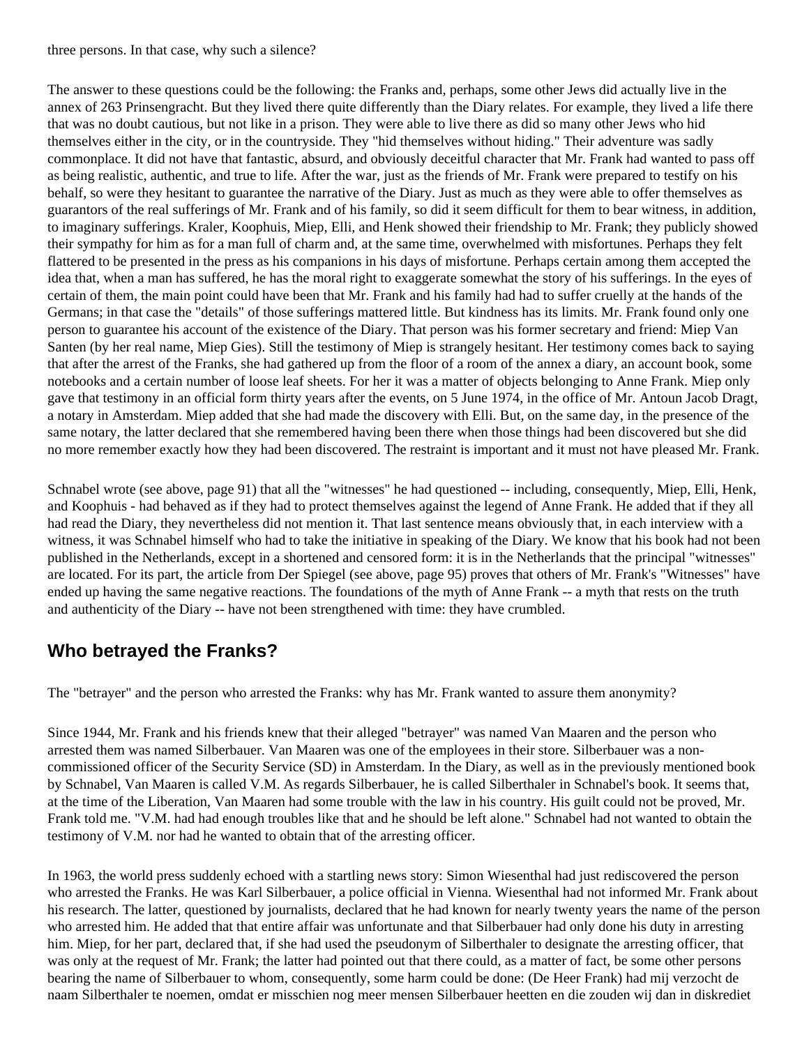three persons. In that case, why such a silence?

The answer to these questions could be the following: the Franks and, perhaps, some other Jews did actually live in the annex of 263 Prinsengracht. But they lived there quite differently than the Diary relates. For example, they lived a life there that was no doubt cautious, but not like in a prison. They were able to live there as did so many other Jews who hid themselves either in the city, or in the countryside. They "hid themselves without hiding." Their adventure was sadly commonplace. It did not have that fantastic, absurd, and obviously deceitful character that Mr. Frank had wanted to pass off as being realistic, authentic, and true to life. After the war, just as the friends of Mr. Frank were prepared to testify on his behalf, so were they hesitant to guarantee the narrative of the Diary. Just as much as they were able to offer themselves as guarantors of the real sufferings of Mr. Frank and of his family, so did it seem difficult for them to bear witness, in addition, to imaginary sufferings. Kraler, Koophuis, Miep, Elli, and Henk showed their friendship to Mr. Frank; they publicly showed their sympathy for him as for a man full of charm and, at the same time, overwhelmed with misfortunes. Perhaps they felt flattered to be presented in the press as his companions in his days of misfortune. Perhaps certain among them accepted the idea that, when a man has suffered, he has the moral right to exaggerate somewhat the story of his sufferings. In the eyes of certain of them, the main point could have been that Mr. Frank and his family had had to suffer cruelly at the hands of the Germans; in that case the "details" of those sufferings mattered little. But kindness has its limits. Mr. Frank found only one person to guarantee his account of the existence of the Diary. That person was his former secretary and friend: Miep Van Santen (by her real name, Miep Gies). Still the testimony of Miep is strangely hesitant. Her testimony comes back to saying that after the arrest of the Franks, she had gathered up from the floor of a room of the annex a diary, an account book, some notebooks and a certain number of loose leaf sheets. For her it was a matter of objects belonging to Anne Frank. Miep only gave that testimony in an official form thirty years after the events, on 5 June 1974, in the office of Mr. Antoun Jacob Dragt, a notary in Amsterdam. Miep added that she had made the discovery with Elli. But, on the same day, in the presence of the same notary, the latter declared that she remembered having been there when those things had been discovered but she did no more remember exactly how they had been discovered. The restraint is important and it must not have pleased Mr. Frank.

Schnabel wrote (see above, page 91) that all the "witnesses" he had questioned -- including, consequently, Miep, Elli, Henk, and Koophuis - had behaved as if they had to protect themselves against the legend of Anne Frank. He added that if they all had read the Diary, they nevertheless did not mention it. That last sentence means obviously that, in each interview with a witness, it was Schnabel himself who had to take the initiative in speaking of the Diary. We know that his book had not been published in the Netherlands, except in a shortened and censored form: it is in the Netherlands that the principal "witnesses" are located. For its part, the article from Der Spiegel (see above, page 95) proves that others of Mr. Frank's "Witnesses" have ended up having the same negative reactions. The foundations of the myth of Anne Frank -- a myth that rests on the truth and authenticity of the Diary -- have not been strengthened with time: they have crumbled.

## Who betrayed the Franks?

The "betrayer" and the person who arrested the Franks: why has Mr. Frank wanted to assure them anonymity?

Since 1944, Mr. Frank and his friends knew that their alleged "betrayer" was named Van Maaren and the person who arrested them was named Silberbauer. Van Maaren was one of the employees in their store. Silberbauer was a non-commissioned officer of the Security Service (SD) in Amsterdam. In the Diary, as well as in the previously mentioned book by Schnabel, Van Maaren is called V.M. As regards Silberbauer, he is called Silberthaler in Schnabel's book. It seems that, at the time of the Liberation, Van Maaren had some trouble with the law in his country. His guilt could not be proved, Mr. Frank told me. "V.M. had had enough troubles like that and he should be left alone." Schnabel had not wanted to obtain the testimony of V.M. nor had he wanted to obtain that of the arresting officer.

In 1963, the world press suddenly echoed with a startling news story: Simon Wiesenthal had just rediscovered the person who arrested the Franks. He was Karl Silberbauer, a police official in Vienna. Wiesenthal had not informed Mr. Frank about his research. The latter, questioned by journalists, declared that he had known for nearly twenty years the name of the person who arrested him. He added that that entire affair was unfortunate and that Silberbauer had only done his duty in arresting him. Miep, for her part, declared that, if she had used the pseudonym of Silberthaler to designate the arresting officer, that was only at the request of Mr. Frank; the latter had pointed out that there could, as a matter of fact, be some other persons bearing the name of Silberbauer to whom, consequently, some harm could be done: (De Heer Frank) had mij verzocht de naam Silberthaler te noemen, omdat er misschien nog meer mensen Silberbauer heetten en die zouden wij dan in diskrediet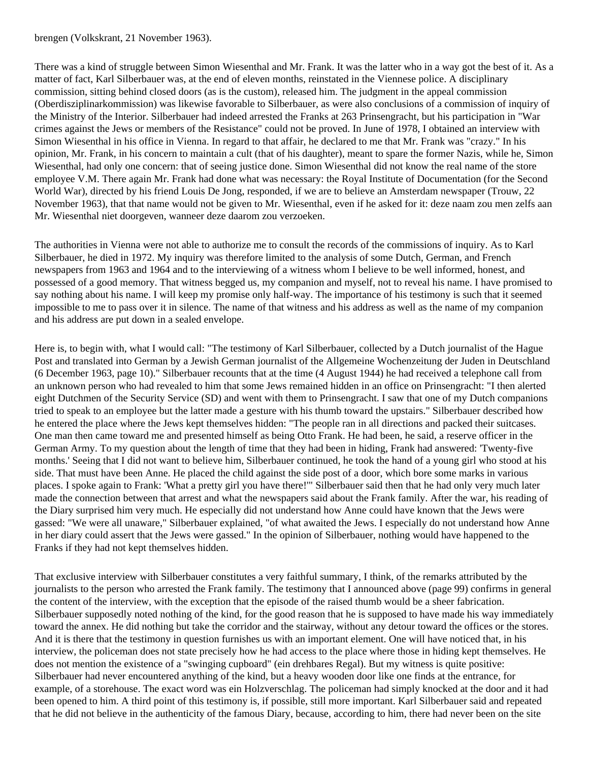brengen (Volkskrant, 21 November 1963).

There was a kind of struggle between Simon Wiesenthal and Mr. Frank. It was the latter who in a way got the best of it. As a matter of fact, Karl Silberbauer was, at the end of eleven months, reinstated in the Viennese police. A disciplinary commission, sitting behind closed doors (as is the custom), released him. The judgment in the appeal commission (Oberdisziplinarkommission) was likewise favorable to Silberbauer, as were also conclusions of a commission of inquiry of the Ministry of the Interior. Silberbauer had indeed arrested the Franks at 263 Prinsengracht, but his participation in "War crimes against the Jews or members of the Resistance" could not be proved. In June of 1978, I obtained an interview with Simon Wiesenthal in his office in Vienna. In regard to that affair, he declared to me that Mr. Frank was "crazy." In his opinion, Mr. Frank, in his concern to maintain a cult (that of his daughter), meant to spare the former Nazis, while he, Simon Wiesenthal, had only one concern: that of seeing justice done. Simon Wiesenthal did not know the real name of the store employee V.M. There again Mr. Frank had done what was necessary: the Royal Institute of Documentation (for the Second World War), directed by his friend Louis De Jong, responded, if we are to believe an Amsterdam newspaper (Trouw, 22 November 1963), that that name would not be given to Mr. Wiesenthal, even if he asked for it: deze naam zou men zelfs aan Mr. Wiesenthal niet doorgeven, wanneer deze daarom zou verzoeken.

The authorities in Vienna were not able to authorize me to consult the records of the commissions of inquiry. As to Karl Silberbauer, he died in 1972. My inquiry was therefore limited to the analysis of some Dutch, German, and French newspapers from 1963 and 1964 and to the interviewing of a witness whom I believe to be well informed, honest, and possessed of a good memory. That witness begged us, my companion and myself, not to reveal his name. I have promised to say nothing about his name. I will keep my promise only half-way. The importance of his testimony is such that it seemed impossible to me to pass over it in silence. The name of that witness and his address as well as the name of my companion and his address are put down in a sealed envelope.

Here is, to begin with, what I would call: "The testimony of Karl Silberbauer, collected by a Dutch journalist of the Hague Post and translated into German by a Jewish German journalist of the Allgemeine Wochenzeitung der Juden in Deutschland (6 December 1963, page 10)." Silberbauer recounts that at the time (4 August 1944) he had received a telephone call from an unknown person who had revealed to him that some Jews remained hidden in an office on Prinsengracht: "I then alerted eight Dutchmen of the Security Service (SD) and went with them to Prinsengracht. I saw that one of my Dutch companions tried to speak to an employee but the latter made a gesture with his thumb toward the upstairs." Silberbauer described how he entered the place where the Jews kept themselves hidden: "The people ran in all directions and packed their suitcases. One man then came toward me and presented himself as being Otto Frank. He had been, he said, a reserve officer in the German Army. To my question about the length of time that they had been in hiding, Frank had answered: 'Twenty-five months.' Seeing that I did not want to believe him, Silberbauer continued, he took the hand of a young girl who stood at his side. That must have been Anne. He placed the child against the side post of a door, which bore some marks in various places. I spoke again to Frank: 'What a pretty girl you have there!'" Silberbauer said then that he had only very much later made the connection between that arrest and what the newspapers said about the Frank family. After the war, his reading of the Diary surprised him very much. He especially did not understand how Anne could have known that the Jews were gassed: "We were all unaware," Silberbauer explained, "of what awaited the Jews. I especially do not understand how Anne in her diary could assert that the Jews were gassed." In the opinion of Silberbauer, nothing would have happened to the Franks if they had not kept themselves hidden.

That exclusive interview with Silberbauer constitutes a very faithful summary, I think, of the remarks attributed by the journalists to the person who arrested the Frank family. The testimony that I announced above (page 99) confirms in general the content of the interview, with the exception that the episode of the raised thumb would be a sheer fabrication. Silberbauer supposedly noted nothing of the kind, for the good reason that he is supposed to have made his way immediately toward the annex. He did nothing but take the corridor and the stairway, without any detour toward the offices or the stores. And it is there that the testimony in question furnishes us with an important element. One will have noticed that, in his interview, the policeman does not state precisely how he had access to the place where those in hiding kept themselves. He does not mention the existence of a "swinging cupboard" (ein drehbares Regal). But my witness is quite positive: Silberbauer had never encountered anything of the kind, but a heavy wooden door like one finds at the entrance, for example, of a storehouse. The exact word was ein Holzverschlag. The policeman had simply knocked at the door and it had been opened to him. A third point of this testimony is, if possible, still more important. Karl Silberbauer said and repeated that he did not believe in the authenticity of the famous Diary, because, according to him, there had never been on the site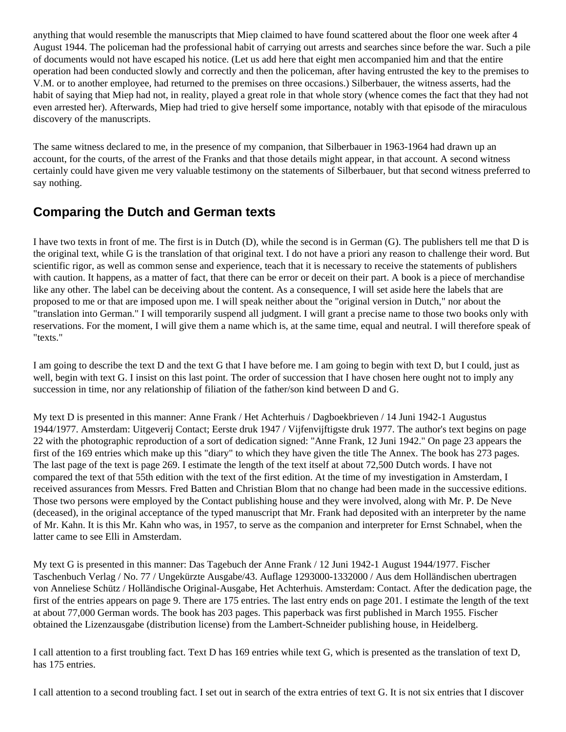anything that would resemble the manuscripts that Miep claimed to have found scattered about the floor one week after 4 August 1944. The policeman had the professional habit of carrying out arrests and searches since before the war. Such a pile of documents would not have escaped his notice. (Let us add here that eight men accompanied him and that the entire operation had been conducted slowly and correctly and then the policeman, after having entrusted the key to the premises to V.M. or to another employee, had returned to the premises on three occasions.) Silberbauer, the witness asserts, had the habit of saying that Miep had not, in reality, played a great role in that whole story (whence comes the fact that they had not even arrested her). Afterwards, Miep had tried to give herself some importance, notably with that episode of the miraculous discovery of the manuscripts.

The same witness declared to me, in the presence of my companion, that Silberbauer in 1963-1964 had drawn up an account, for the courts, of the arrest of the Franks and that those details might appear, in that account. A second witness certainly could have given me very valuable testimony on the statements of Silberbauer, but that second witness preferred to say nothing.

## Comparing the Dutch and German texts

I have two texts in front of me. The first is in Dutch (D), while the second is in German (G). The publishers tell me that D is the original text, while G is the translation of that original text. I do not have a priori any reason to challenge their word. But scientific rigor, as well as common sense and experience, teach that it is necessary to receive the statements of publishers with caution. It happens, as a matter of fact, that there can be error or deceit on their part. A book is a piece of merchandise like any other. The label can be deceiving about the content. As a consequence, I will set aside here the labels that are proposed to me or that are imposed upon me. I will speak neither about the "original version in Dutch," nor about the "translation into German." I will temporarily suspend all judgment. I will grant a precise name to those two books only with reservations. For the moment, I will give them a name which is, at the same time, equal and neutral. I will therefore speak of "texts."

I am going to describe the text D and the text G that I have before me. I am going to begin with text D, but I could, just as well, begin with text G. I insist on this last point. The order of succession that I have chosen here ought not to imply any succession in time, nor any relationship of filiation of the father/son kind between D and G.

My text D is presented in this manner: Anne Frank / Het Achterhuis / Dagboekbrieven / 14 Juni 1942-1 Augustus 1944/1977. Amsterdam: Uitgeverij Contact; Eerste druk 1947 / Vijfenvijftigste druk 1977. The author's text begins on page 22 with the photographic reproduction of a sort of dedication signed: "Anne Frank, 12 Juni 1942." On page 23 appears the first of the 169 entries which make up this "diary" to which they have given the title The Annex. The book has 273 pages. The last page of the text is page 269. I estimate the length of the text itself at about 72,500 Dutch words. I have not compared the text of that 55th edition with the text of the first edition. At the time of my investigation in Amsterdam, I received assurances from Messrs. Fred Batten and Christian Blom that no change had been made in the successive editions. Those two persons were employed by the Contact publishing house and they were involved, along with Mr. P. De Neve (deceased), in the original acceptance of the typed manuscript that Mr. Frank had deposited with an interpreter by the name of Mr. Kahn. It is this Mr. Kahn who was, in 1957, to serve as the companion and interpreter for Ernst Schnabel, when the latter came to see Elli in Amsterdam.

My text G is presented in this manner: Das Tagebuch der Anne Frank / 12 Juni 1942-1 August 1944/1977. Fischer Taschenbuch Verlag / No. 77 / Ungekürzte Ausgabe/43. Auflage 1293000-1332000 / Aus dem Holländischen ubertragen von Anneliese Schütz / Holländische Original-Ausgabe, Het Achterhuis. Amsterdam: Contact. After the dedication page, the first of the entries appears on page 9. There are 175 entries. The last entry ends on page 201. I estimate the length of the text at about 77,000 German words. The book has 203 pages. This paperback was first published in March 1955. Fischer obtained the Lizenzausgabe (distribution license) from the Lambert-Schneider publishing house, in Heidelberg.

I call attention to a first troubling fact. Text D has 169 entries while text G, which is presented as the translation of text D, has 175 entries.

I call attention to a second troubling fact. I set out in search of the extra entries of text G. It is not six entries that I discover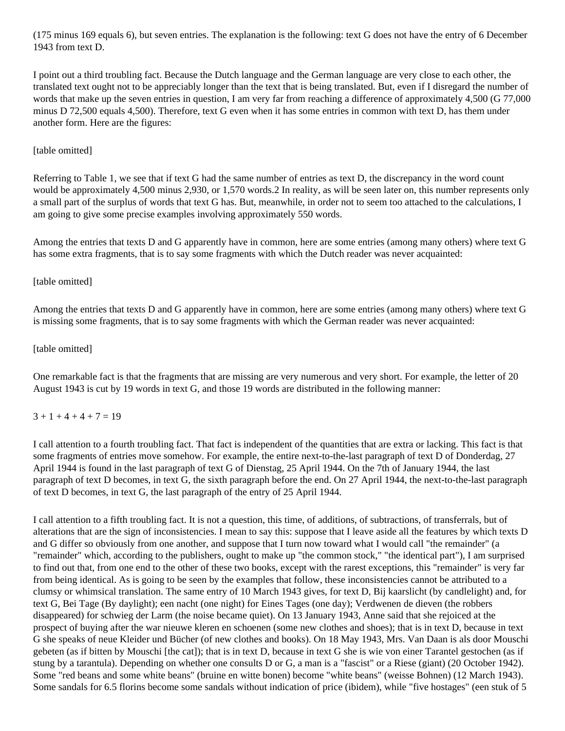(175 minus 169 equals 6), but seven entries. The explanation is the following: text G does not have the entry of 6 December 1943 from text D.

I point out a third troubling fact. Because the Dutch language and the German language are very close to each other, the translated text ought not to be appreciably longer than the text that is being translated. But, even if I disregard the number of words that make up the seven entries in question, I am very far from reaching a difference of approximately 4,500 (G 77,000 minus D 72,500 equals 4,500). Therefore, text G even when it has some entries in common with text D, has them under another form. Here are the figures:

[table omitted]

Referring to Table 1, we see that if text G had the same number of entries as text D, the discrepancy in the word count would be approximately 4,500 minus 2,930, or 1,570 words.2 In reality, as will be seen later on, this number represents only a small part of the surplus of words that text G has. But, meanwhile, in order not to seem too attached to the calculations, I am going to give some precise examples involving approximately 550 words.

Among the entries that texts D and G apparently have in common, here are some entries (among many others) where text G has some extra fragments, that is to say some fragments with which the Dutch reader was never acquainted:

[table omitted]

Among the entries that texts D and G apparently have in common, here are some entries (among many others) where text G is missing some fragments, that is to say some fragments with which the German reader was never acquainted:

[table omitted]

One remarkable fact is that the fragments that are missing are very numerous and very short. For example, the letter of 20 August 1943 is cut by 19 words in text G, and those 19 words are distributed in the following manner:

$3 + 1 + 4 + 4 + 7 = 19$

I call attention to a fourth troubling fact. That fact is independent of the quantities that are extra or lacking. This fact is that some fragments of entries move somehow. For example, the entire next-to-the-last paragraph of text D of Donderdag, 27 April 1944 is found in the last paragraph of text G of Dienstag, 25 April 1944. On the 7th of January 1944, the last paragraph of text D becomes, in text G, the sixth paragraph before the end. On 27 April 1944, the next-to-the-last paragraph of text D becomes, in text G, the last paragraph of the entry of 25 April 1944.

I call attention to a fifth troubling fact. It is not a question, this time, of additions, of subtractions, of transferrals, but of alterations that are the sign of inconsistencies. I mean to say this: suppose that I leave aside all the features by which texts D and G differ so obviously from one another, and suppose that I turn now toward what I would call "the remainder" (a "remainder" which, according to the publishers, ought to make up "the common stock," "the identical part"), I am surprised to find out that, from one end to the other of these two books, except with the rarest exceptions, this "remainder" is very far from being identical. As is going to be seen by the examples that follow, these inconsistencies cannot be attributed to a clumsy or whimsical translation. The same entry of 10 March 1943 gives, for text D, Bij kaarslicht (by candlelight) and, for text G, Bei Tage (By daylight); een nacht (one night) for Eines Tages (one day); Verdwenen de dieven (the robbers disappeared) for schwieg der Larm (the noise became quiet). On 13 January 1943, Anne said that she rejoiced at the prospect of buying after the war nieuwe kleren en schoenen (some new clothes and shoes); that is in text D, because in text G she speaks of neue Kleider und Bücher (of new clothes and books). On 18 May 1943, Mrs. Van Daan is als door Mouschi gebeten (as if bitten by Mouschi [the cat]); that is in text D, because in text G she is wie von einer Tarantel gestochen (as if stung by a tarantula). Depending on whether one consults D or G, a man is a "fascist" or a Riese (giant) (20 October 1942). Some "red beans and some white beans" (bruine en witte bonen) become "white beans" (weisse Bohnen) (12 March 1943). Some sandals for 6.5 florins become some sandals without indication of price (ibidem), while "five hostages" (een stuk of 5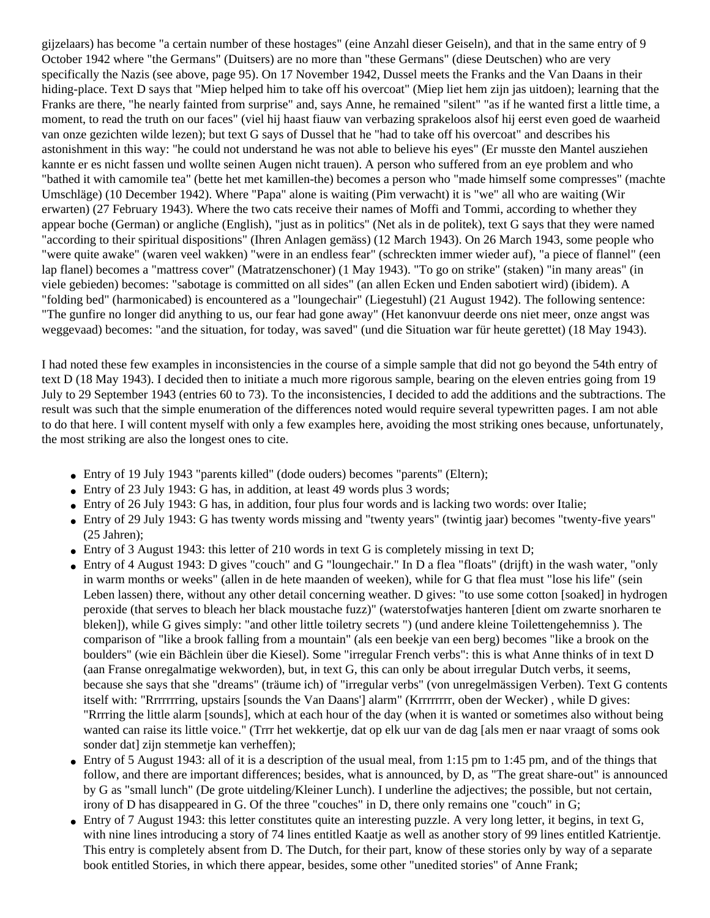gijzelaars) has become "a certain number of these hostages" (eine Anzahl dieser Geiseln), and that in the same entry of 9 October 1942 where "the Germans" (Duitsers) are no more than "these Germans" (diese Deutschen) who are very specifically the Nazis (see above, page 95). On 17 November 1942, Dussel meets the Franks and the Van Daans in their hiding-place. Text D says that "Miep helped him to take off his overcoat" (Miep liet hem zijn jas uitdoen); learning that the Franks are there, "he nearly fainted from surprise" and, says Anne, he remained "silent" "as if he wanted first a little time, a moment, to read the truth on our faces" (viel hij haast fiauw van verbazing sprakeloos alsof hij eerst even goed de waarheid van onze gezichten wilde lezen); but text G says of Dussel that he "had to take off his overcoat" and describes his astonishment in this way: "he could not understand he was not able to believe his eyes" (Er musste den Mantel ausziehen kannte er es nicht fassen und wollte seinen Augen nicht trauen). A person who suffered from an eye problem and who "bathed it with camomile tea" (bette het met kamillen-the) becomes a person who "made himself some compresses" (machte Umschläge) (10 December 1942). Where "Papa" alone is waiting (Pim verwacht) it is "we" all who are waiting (Wir erwarten) (27 February 1943). Where the two cats receive their names of Moffi and Tommi, according to whether they appear boche (German) or angliche (English), "just as in politics" (Net als in de politek), text G says that they were named "according to their spiritual dispositions" (Ihren Anlagen gemäss) (12 March 1943). On 26 March 1943, some people who "were quite awake" (waren veel wakken) "were in an endless fear" (schreckten immer wieder auf), "a piece of flannel" (een lap flanel) becomes a "mattress cover" (Matratzenschoner) (1 May 1943). "To go on strike" (staken) "in many areas" (in viele gebieden) becomes: "sabotage is committed on all sides" (an allen Ecken und Enden sabotiert wird) (ibidem). A "folding bed" (harmonicabed) is encountered as a "loungechair" (Liegestuhl) (21 August 1942). The following sentence: "The gunfire no longer did anything to us, our fear had gone away" (Het kanonvuur deerde ons niet meer, onze angst was weggevaad) becomes: "and the situation, for today, was saved" (und die Situation war für heute gerettet) (18 May 1943).

I had noted these few examples in inconsistencies in the course of a simple sample that did not go beyond the 54th entry of text D (18 May 1943). I decided then to initiate a much more rigorous sample, bearing on the eleven entries going from 19 July to 29 September 1943 (entries 60 to 73). To the inconsistencies, I decided to add the additions and the subtractions. The result was such that the simple enumeration of the differences noted would require several typewritten pages. I am not able to do that here. I will content myself with only a few examples here, avoiding the most striking ones because, unfortunately, the most striking are also the longest ones to cite.

- Entry of 19 July 1943 "parents killed" (dode ouders) becomes "parents" (Eltern);
- Entry of 23 July 1943: G has, in addition, at least 49 words plus 3 words;
- Entry of 26 July 1943: G has, in addition, four plus four words and is lacking two words: over Italie;
- Entry of 29 July 1943: G has twenty words missing and "twenty years" (twintig jaar) becomes "twenty-five years" (25 Jahren);
- Entry of 3 August 1943: this letter of 210 words in text G is completely missing in text D;
- Entry of 4 August 1943: D gives "couch" and G "loungechair." In D a flea "floats" (drijft) in the wash water, "only in warm months or weeks" (allen in de hete maanden of weeken), while for G that flea must "lose his life" (sein Leben lassen) there, without any other detail concerning weather. D gives: "to use some cotton [soaked] in hydrogen peroxide (that serves to bleach her black moustache fuzz)" (waterstofwatjes hanteren [dient om zwarte snorharen te bleken]), while G gives simply: "and other little toiletry secrets ") (und andere kleine Toilettengehemniss ). The comparison of "like a brook falling from a mountain" (als een beekje van een berg) becomes "like a brook on the boulders" (wie ein Bächlein über die Kiesel). Some "irregular French verbs": this is what Anne thinks of in text D (aan Franse onregalmatige wekworden), but, in text G, this can only be about irregular Dutch verbs, it seems, because she says that she "dreams" (träume ich) of "irregular verbs" (von unregelmässigen Verben). Text G contents itself with: "Rrrrrrring, upstairs [sounds the Van Daans'] alarm" (Krrrrrrr, oben der Wecker) , while D gives: "Rrrring the little alarm [sounds], which at each hour of the day (when it is wanted or sometimes also without being wanted can raise its little voice." (Trrr het wekkertje, dat op elk uur van de dag [als men er naar vraagt of soms ook sonder dat] zijn stemmetje kan verheffen);
- Entry of 5 August 1943: all of it is a description of the usual meal, from 1:15 pm to 1:45 pm, and of the things that follow, and there are important differences; besides, what is announced, by D, as "The great share-out" is announced by G as "small lunch" (De grote uitdeling/Kleiner Lunch). I underline the adjectives; the possible, but not certain, irony of D has disappeared in G. Of the three "couches" in D, there only remains one "couch" in G;
- Entry of 7 August 1943: this letter constitutes quite an interesting puzzle. A very long letter, it begins, in text G, with nine lines introducing a story of 74 lines entitled Kaatje as well as another story of 99 lines entitled Katrientje. This entry is completely absent from D. The Dutch, for their part, know of these stories only by way of a separate book entitled Stories, in which there appear, besides, some other "unedited stories" of Anne Frank;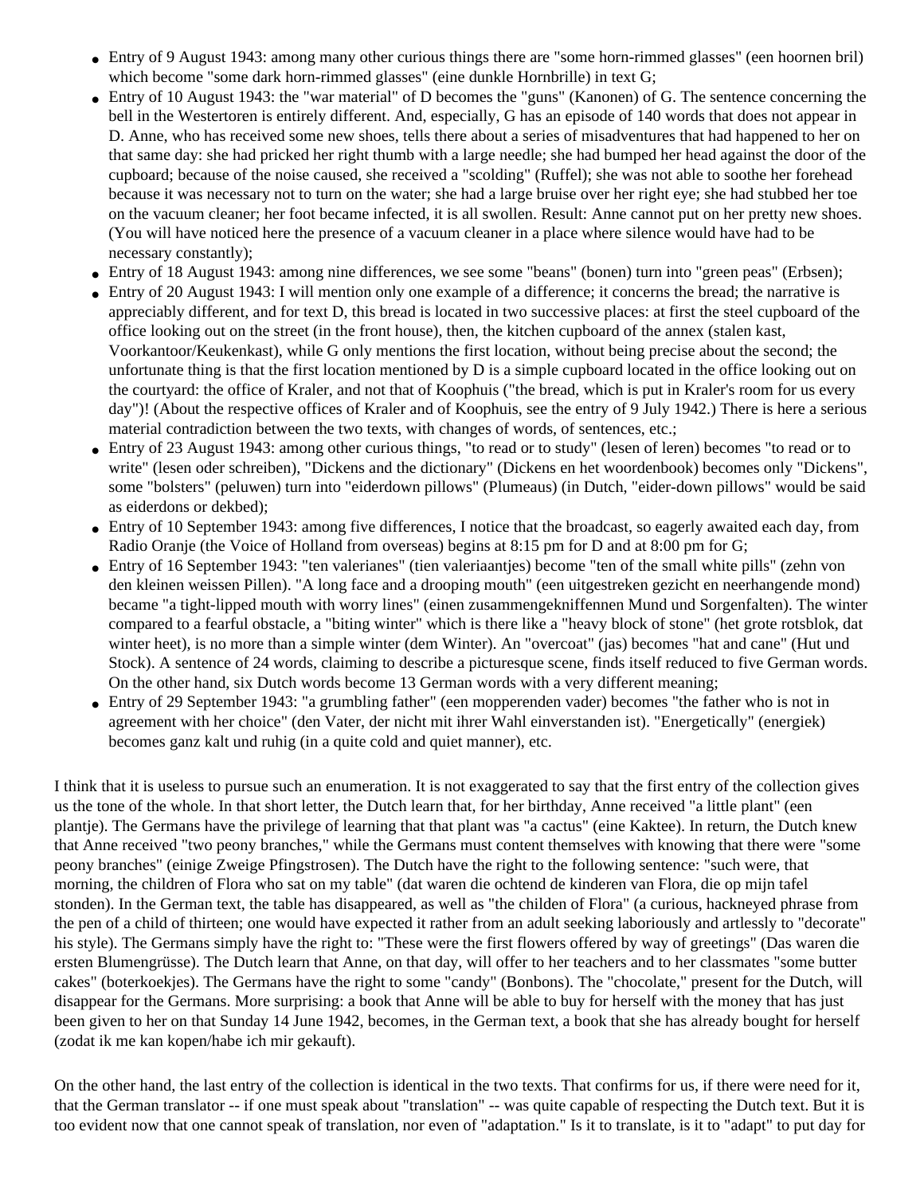- Entry of 9 August 1943: among many other curious things there are "some horn-rimmed glasses" (een hoornen bril) which become "some dark horn-rimmed glasses" (eine dunkle Hornbrille) in text G;
- Entry of 10 August 1943: the "war material" of D becomes the "guns" (Kanonen) of G. The sentence concerning the bell in the Westertoren is entirely different. And, especially, G has an episode of 140 words that does not appear in D. Anne, who has received some new shoes, tells there about a series of misadventures that had happened to her on that same day: she had pricked her right thumb with a large needle; she had bumped her head against the door of the cupboard; because of the noise caused, she received a "scolding" (Ruffel); she was not able to soothe her forehead because it was necessary not to turn on the water; she had a large bruise over her right eye; she had stubbed her toe on the vacuum cleaner; her foot became infected, it is all swollen. Result: Anne cannot put on her pretty new shoes. (You will have noticed here the presence of a vacuum cleaner in a place where silence would have had to be necessary constantly);
- Entry of 18 August 1943: among nine differences, we see some "beans" (bonen) turn into "green peas" (Erbsen);
- Entry of 20 August 1943: I will mention only one example of a difference; it concerns the bread; the narrative is appreciably different, and for text D, this bread is located in two successive places: at first the steel cupboard of the office looking out on the street (in the front house), then, the kitchen cupboard of the annex (stalen kast, Voorkantoor/Keukenkast), while G only mentions the first location, without being precise about the second; the unfortunate thing is that the first location mentioned by D is a simple cupboard located in the office looking out on the courtyard: the office of Kraler, and not that of Koophuis ("the bread, which is put in Kraler's room for us every day")! (About the respective offices of Kraler and of Koophuis, see the entry of 9 July 1942.) There is here a serious material contradiction between the two texts, with changes of words, of sentences, etc.;
- Entry of 23 August 1943: among other curious things, "to read or to study" (lesen of leren) becomes "to read or to write" (lesen oder schreiben), "Dickens and the dictionary" (Dickens en het woordenbook) becomes only "Dickens", some "bolsters" (peluwen) turn into "eiderdown pillows" (Plumeaus) (in Dutch, "eider-down pillows" would be said as eiderdons or dekbed);
- Entry of 10 September 1943: among five differences, I notice that the broadcast, so eagerly awaited each day, from Radio Oranje (the Voice of Holland from overseas) begins at 8:15 pm for D and at 8:00 pm for G;
- Entry of 16 September 1943: "ten valerianes" (tien valeriaantjes) become "ten of the small white pills" (zehn von den kleinen weissen Pillen). "A long face and a drooping mouth" (een uitgestreken gezicht en neerhangende mond) became "a tight-lipped mouth with worry lines" (einen zusammengekniffennen Mund und Sorgenfalten). The winter compared to a fearful obstacle, a "biting winter" which is there like a "heavy block of stone" (het grote rotsblok, dat winter heet), is no more than a simple winter (dem Winter). An "overcoat" (jas) becomes "hat and cane" (Hut und Stock). A sentence of 24 words, claiming to describe a picturesque scene, finds itself reduced to five German words. On the other hand, six Dutch words become 13 German words with a very different meaning;
- Entry of 29 September 1943: "a grumbling father" (een mopperenden vader) becomes "the father who is not in agreement with her choice" (den Vater, der nicht mit ihrer Wahl einverstanden ist). "Energetically" (energiek) becomes ganz kalt und ruhig (in a quite cold and quiet manner), etc.

I think that it is useless to pursue such an enumeration. It is not exaggerated to say that the first entry of the collection gives us the tone of the whole. In that short letter, the Dutch learn that, for her birthday, Anne received "a little plant" (een plantje). The Germans have the privilege of learning that that plant was "a cactus" (eine Kaktee). In return, the Dutch knew that Anne received "two peony branches," while the Germans must content themselves with knowing that there were "some peony branches" (einige Zweige Pfingstrosen). The Dutch have the right to the following sentence: "such were, that morning, the children of Flora who sat on my table" (dat waren die ochtend de kinderen van Flora, die op mijn tafel stonden). In the German text, the table has disappeared, as well as "the childen of Flora" (a curious, hackneyed phrase from the pen of a child of thirteen; one would have expected it rather from an adult seeking laboriously and artlessly to "decorate" his style). The Germans simply have the right to: "These were the first flowers offered by way of greetings" (Das waren die ersten Blumengrüsse). The Dutch learn that Anne, on that day, will offer to her teachers and to her classmates "some butter cakes" (boterkoekjes). The Germans have the right to some "candy" (Bonbons). The "chocolate," present for the Dutch, will disappear for the Germans. More surprising: a book that Anne will be able to buy for herself with the money that has just been given to her on that Sunday 14 June 1942, becomes, in the German text, a book that she has already bought for herself (zodat ik me kan kopen/habe ich mir gekauft).

On the other hand, the last entry of the collection is identical in the two texts. That confirms for us, if there were need for it, that the German translator -- if one must speak about "translation" -- was quite capable of respecting the Dutch text. But it is too evident now that one cannot speak of translation, nor even of "adaptation." Is it to translate, is it to "adapt" to put day for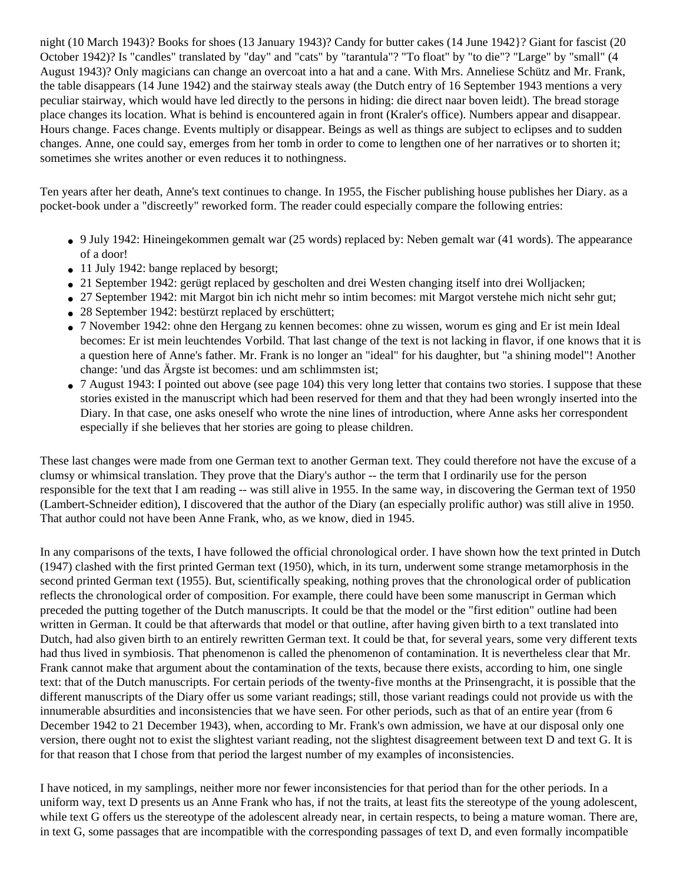night (10 March 1943)? Books for shoes (13 January 1943)? Candy for butter cakes (14 June 1942}? Giant for fascist (20 October 1942)? Is "candles" translated by "day" and "cats" by "tarantula"? "To float" by "to die"? "Large" by "small" (4 August 1943)? Only magicians can change an overcoat into a hat and a cane. With Mrs. Anneliese Schütz and Mr. Frank, the table disappears (14 June 1942) and the stairway steals away (the Dutch entry of 16 September 1943 mentions a very peculiar stairway, which would have led directly to the persons in hiding: die direct naar boven leidt). The bread storage place changes its location. What is behind is encountered again in front (Kraler's office). Numbers appear and disappear. Hours change. Faces change. Events multiply or disappear. Beings as well as things are subject to eclipses and to sudden changes. Anne, one could say, emerges from her tomb in order to come to lengthen one of her narratives or to shorten it; sometimes she writes another or even reduces it to nothingness.

Ten years after her death, Anne's text continues to change. In 1955, the Fischer publishing house publishes her Diary. as a pocket-book under a "discreetly" reworked form. The reader could especially compare the following entries:

- 9 July 1942: Hineingekommen gemalt war (25 words) replaced by: Neben gemalt war (41 words). The appearance of a door!
- 11 July 1942: bange replaced by besorgt;
- 21 September 1942: gerügt replaced by gescholten and drei Westen changing itself into drei Wolljacken;
- 27 September 1942: mit Margot bin ich nicht mehr so intim becomes: mit Margot verstehe mich nicht sehr gut;
- 28 September 1942: bestürzt replaced by erschüttert;
- 7 November 1942: ohne den Hergang zu kennen becomes: ohne zu wissen, worum es ging and Er ist mein Ideal becomes: Er ist mein leuchtendes Vorbild. That last change of the text is not lacking in flavor, if one knows that it is a question here of Anne's father. Mr. Frank is no longer an "ideal" for his daughter, but "a shining model"! Another change: 'und das Ärgste ist becomes: und am schlimmsten ist;
- 7 August 1943: I pointed out above (see page 104) this very long letter that contains two stories. I suppose that these stories existed in the manuscript which had been reserved for them and that they had been wrongly inserted into the Diary. In that case, one asks oneself who wrote the nine lines of introduction, where Anne asks her correspondent especially if she believes that her stories are going to please children.

These last changes were made from one German text to another German text. They could therefore not have the excuse of a clumsy or whimsical translation. They prove that the Diary's author -- the term that I ordinarily use for the person responsible for the text that I am reading -- was still alive in 1955. In the same way, in discovering the German text of 1950 (Lambert-Schneider edition), I discovered that the author of the Diary (an especially prolific author) was still alive in 1950. That author could not have been Anne Frank, who, as we know, died in 1945.

In any comparisons of the texts, I have followed the official chronological order. I have shown how the text printed in Dutch (1947) clashed with the first printed German text (1950), which, in its turn, underwent some strange metamorphosis in the second printed German text (1955). But, scientifically speaking, nothing proves that the chronological order of publication reflects the chronological order of composition. For example, there could have been some manuscript in German which preceded the putting together of the Dutch manuscripts. It could be that the model or the "first edition" outline had been written in German. It could be that afterwards that model or that outline, after having given birth to a text translated into Dutch, had also given birth to an entirely rewritten German text. It could be that, for several years, some very different texts had thus lived in symbiosis. That phenomenon is called the phenomenon of contamination. It is nevertheless clear that Mr. Frank cannot make that argument about the contamination of the texts, because there exists, according to him, one single text: that of the Dutch manuscripts. For certain periods of the twenty-five months at the Prinsengracht, it is possible that the different manuscripts of the Diary offer us some variant readings; still, those variant readings could not provide us with the innumerable absurdities and inconsistencies that we have seen. For other periods, such as that of an entire year (from 6 December 1942 to 21 December 1943), when, according to Mr. Frank's own admission, we have at our disposal only one version, there ought not to exist the slightest variant reading, not the slightest disagreement between text D and text G. It is for that reason that I chose from that period the largest number of my examples of inconsistencies.

I have noticed, in my samplings, neither more nor fewer inconsistencies for that period than for the other periods. In a uniform way, text D presents us an Anne Frank who has, if not the traits, at least fits the stereotype of the young adolescent, while text G offers us the stereotype of the adolescent already near, in certain respects, to being a mature woman. There are, in text G, some passages that are incompatible with the corresponding passages of text D, and even formally incompatible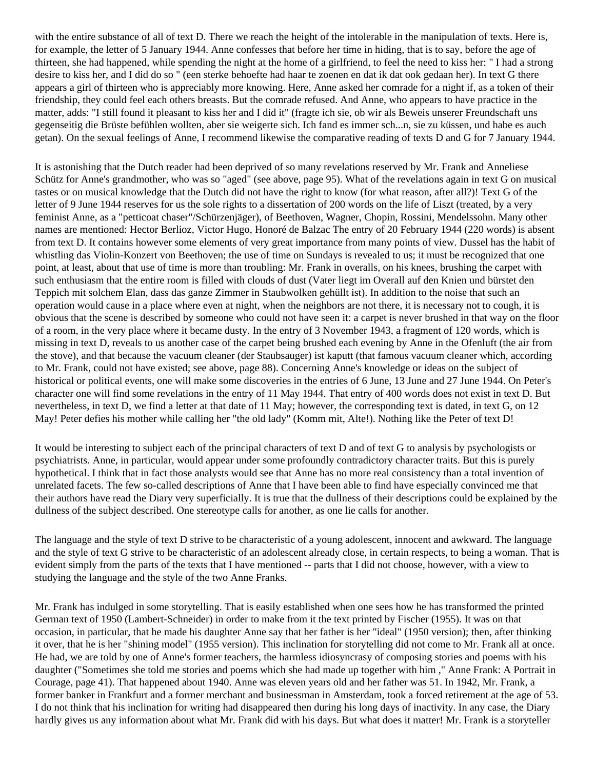with the entire substance of all of text D. There we reach the height of the intolerable in the manipulation of texts. Here is, for example, the letter of 5 January 1944. Anne confesses that before her time in hiding, that is to say, before the age of thirteen, she had happened, while spending the night at the home of a girlfriend, to feel the need to kiss her: " I had a strong desire to kiss her, and I did do so " (een sterke behoefte had haar te zoenen en dat ik dat ook gedaan her). In text G there appears a girl of thirteen who is appreciably more knowing. Here, Anne asked her comrade for a night if, as a token of their friendship, they could feel each others breasts. But the comrade refused. And Anne, who appears to have practice in the matter, adds: "I still found it pleasant to kiss her and I did it" (fragte ich sie, ob wir als Beweis unserer Freundschaft uns gegenseitig die Brüste befühlen wollten, aber sie weigerte sich. Ich fand es immer sch...n, sie zu küssen, und habe es auch getan). On the sexual feelings of Anne, I recommend likewise the comparative reading of texts D and G for 7 January 1944.

It is astonishing that the Dutch reader had been deprived of so many revelations reserved by Mr. Frank and Anneliese Schütz for Anne's grandmother, who was so "aged" (see above, page 95). What of the revelations again in text G on musical tastes or on musical knowledge that the Dutch did not have the right to know (for what reason, after all?)! Text G of the letter of 9 June 1944 reserves for us the sole rights to a dissertation of 200 words on the life of Liszt (treated, by a very feminist Anne, as a "petticoat chaser"/Schürzenjäger), of Beethoven, Wagner, Chopin, Rossini, Mendelssohn. Many other names are mentioned: Hector Berlioz, Victor Hugo, Honoré de Balzac The entry of 20 February 1944 (220 words) is absent from text D. It contains however some elements of very great importance from many points of view. Dussel has the habit of whistling das Violin-Konzert von Beethoven; the use of time on Sundays is revealed to us; it must be recognized that one point, at least, about that use of time is more than troubling: Mr. Frank in overalls, on his knees, brushing the carpet with such enthusiasm that the entire room is filled with clouds of dust (Vater liegt im Overall auf den Knien und bürstet den Teppich mit solchem Elan, dass das ganze Zimmer in Staubwolken gehüllt ist). In addition to the noise that such an operation would cause in a place where even at night, when the neighbors are not there, it is necessary not to cough, it is obvious that the scene is described by someone who could not have seen it: a carpet is never brushed in that way on the floor of a room, in the very place where it became dusty. In the entry of 3 November 1943, a fragment of 120 words, which is missing in text D, reveals to us another case of the carpet being brushed each evening by Anne in the Ofenluft (the air from the stove), and that because the vacuum cleaner (der Staubsauger) ist kaputt (that famous vacuum cleaner which, according to Mr. Frank, could not have existed; see above, page 88). Concerning Anne's knowledge or ideas on the subject of historical or political events, one will make some discoveries in the entries of 6 June, 13 June and 27 June 1944. On Peter's character one will find some revelations in the entry of 11 May 1944. That entry of 400 words does not exist in text D. But nevertheless, in text D, we find a letter at that date of 11 May; however, the corresponding text is dated, in text G, on 12 May! Peter defies his mother while calling her "the old lady" (Komm mit, Alte!). Nothing like the Peter of text D!

It would be interesting to subject each of the principal characters of text D and of text G to analysis by psychologists or psychiatrists. Anne, in particular, would appear under some profoundly contradictory character traits. But this is purely hypothetical. I think that in fact those analysts would see that Anne has no more real consistency than a total invention of unrelated facets. The few so-called descriptions of Anne that I have been able to find have especially convinced me that their authors have read the Diary very superficially. It is true that the dullness of their descriptions could be explained by the dullness of the subject described. One stereotype calls for another, as one lie calls for another.

The language and the style of text D strive to be characteristic of a young adolescent, innocent and awkward. The language and the style of text G strive to be characteristic of an adolescent already close, in certain respects, to being a woman. That is evident simply from the parts of the texts that I have mentioned -- parts that I did not choose, however, with a view to studying the language and the style of the two Anne Franks.

Mr. Frank has indulged in some storytelling. That is easily established when one sees how he has transformed the printed German text of 1950 (Lambert-Schneider) in order to make from it the text printed by Fischer (1955). It was on that occasion, in particular, that he made his daughter Anne say that her father is her "ideal" (1950 version); then, after thinking it over, that he is her "shining model" (1955 version). This inclination for storytelling did not come to Mr. Frank all at once. He had, we are told by one of Anne's former teachers, the harmless idiosyncrasy of composing stories and poems with his daughter ("Sometimes she told me stories and poems which she had made up together with him ," Anne Frank: A Portrait in Courage, page 41). That happened about 1940. Anne was eleven years old and her father was 51. In 1942, Mr. Frank, a former banker in Frankfurt and a former merchant and businessman in Amsterdam, took a forced retirement at the age of 53. I do not think that his inclination for writing had disappeared then during his long days of inactivity. In any case, the Diary hardly gives us any information about what Mr. Frank did with his days. But what does it matter! Mr. Frank is a storyteller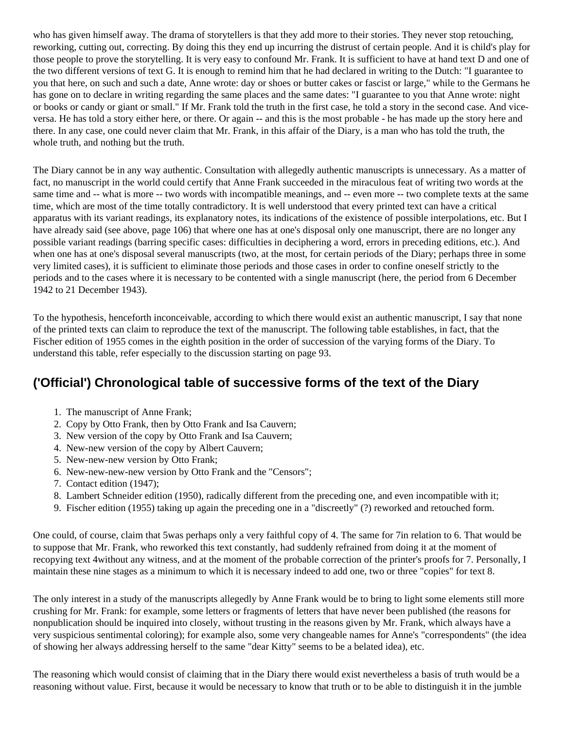who has given himself away. The drama of storytellers is that they add more to their stories. They never stop retouching, reworking, cutting out, correcting. By doing this they end up incurring the distrust of certain people. And it is child's play for those people to prove the storytelling. It is very easy to confound Mr. Frank. It is sufficient to have at hand text D and one of the two different versions of text G. It is enough to remind him that he had declared in writing to the Dutch: "I guarantee to you that here, on such and such a date, Anne wrote: day or shoes or butter cakes or fascist or large," while to the Germans he has gone on to declare in writing regarding the same places and the same dates: "I guarantee to you that Anne wrote: night or books or candy or giant or small." If Mr. Frank told the truth in the first case, he told a story in the second case. And vice-versa. He has told a story either here, or there. Or again -- and this is the most probable - he has made up the story here and there. In any case, one could never claim that Mr. Frank, in this affair of the Diary, is a man who has told the truth, the whole truth, and nothing but the truth.

The Diary cannot be in any way authentic. Consultation with allegedly authentic manuscripts is unnecessary. As a matter of fact, no manuscript in the world could certify that Anne Frank succeeded in the miraculous feat of writing two words at the same time and -- what is more -- two words with incompatible meanings, and -- even more -- two complete texts at the same time, which are most of the time totally contradictory. It is well understood that every printed text can have a critical apparatus with its variant readings, its explanatory notes, its indications of the existence of possible interpolations, etc. But I have already said (see above, page 106) that where one has at one's disposal only one manuscript, there are no longer any possible variant readings (barring specific cases: difficulties in deciphering a word, errors in preceding editions, etc.). And when one has at one's disposal several manuscripts (two, at the most, for certain periods of the Diary; perhaps three in some very limited cases), it is sufficient to eliminate those periods and those cases in order to confine oneself strictly to the periods and to the cases where it is necessary to be contented with a single manuscript (here, the period from 6 December 1942 to 21 December 1943).

To the hypothesis, henceforth inconceivable, according to which there would exist an authentic manuscript, I say that none of the printed texts can claim to reproduce the text of the manuscript. The following table establishes, in fact, that the Fischer edition of 1955 comes in the eighth position in the order of succession of the varying forms of the Diary. To understand this table, refer especially to the discussion starting on page 93.

## ('Official') Chronological table of successive forms of the text of the Diary

1. The manuscript of Anne Frank;
2. Copy by Otto Frank, then by Otto Frank and Isa Cauvern;
3. New version of the copy by Otto Frank and Isa Cauvern;
4. New-new version of the copy by Albert Cauvern;
5. New-new-new version by Otto Frank;
6. New-new-new-new version by Otto Frank and the "Censors";
7. Contact edition (1947);
8. Lambert Schneider edition (1950), radically different from the preceding one, and even incompatible with it;
9. Fischer edition (1955) taking up again the preceding one in a "discreetly" (?) reworked and retouched form.

One could, of course, claim that 5was perhaps only a very faithful copy of 4. The same for 7in relation to 6. That would be to suppose that Mr. Frank, who reworked this text constantly, had suddenly refrained from doing it at the moment of recopying text 4without any witness, and at the moment of the probable correction of the printer's proofs for 7. Personally, I maintain these nine stages as a minimum to which it is necessary indeed to add one, two or three "copies" for text 8.

The only interest in a study of the manuscripts allegedly by Anne Frank would be to bring to light some elements still more crushing for Mr. Frank: for example, some letters or fragments of letters that have never been published (the reasons for nonpublication should be inquired into closely, without trusting in the reasons given by Mr. Frank, which always have a very suspicious sentimental coloring); for example also, some very changeable names for Anne's "correspondents" (the idea of showing her always addressing herself to the same "dear Kitty" seems to be a belated idea), etc.

The reasoning which would consist of claiming that in the Diary there would exist nevertheless a basis of truth would be a reasoning without value. First, because it would be necessary to know that truth or to be able to distinguish it in the jumble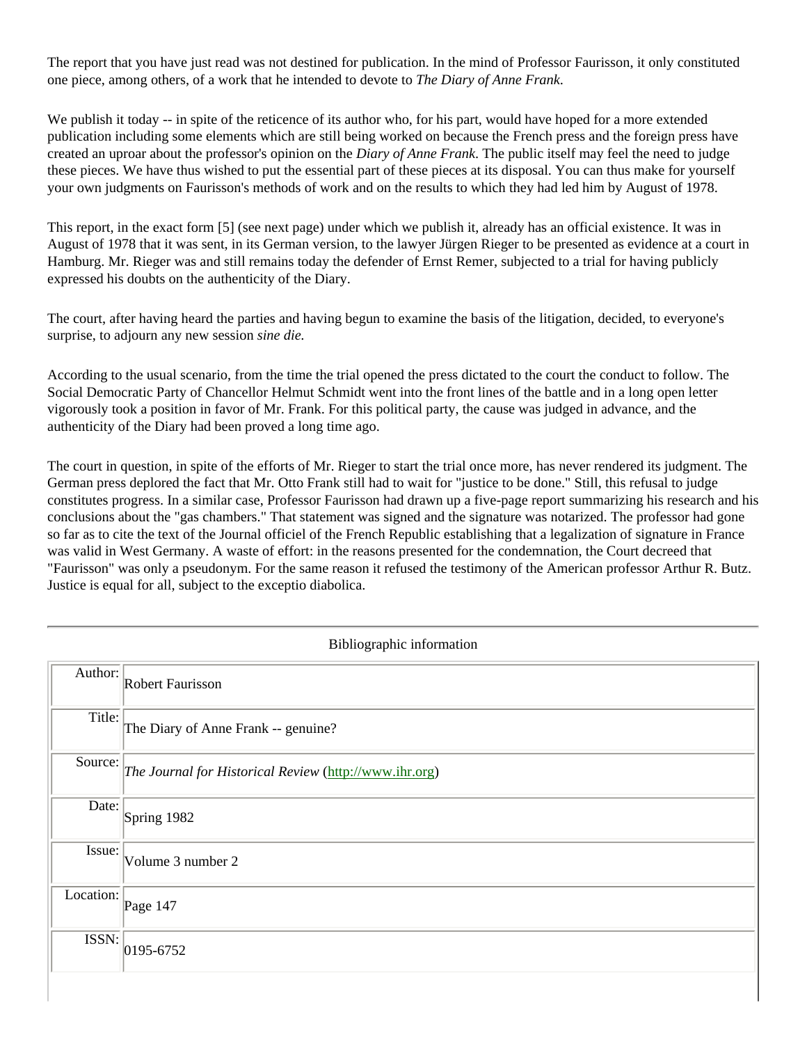The report that you have just read was not destined for publication. In the mind of Professor Faurisson, it only constituted one piece, among others, of a work that he intended to devote to *The Diary of Anne Frank*.

We publish it today -- in spite of the reticence of its author who, for his part, would have hoped for a more extended publication including some elements which are still being worked on because the French press and the foreign press have created an uproar about the professor's opinion on the *Diary of Anne Frank*. The public itself may feel the need to judge these pieces. We have thus wished to put the essential part of these pieces at its disposal. You can thus make for yourself your own judgments on Faurisson's methods of work and on the results to which they had led him by August of 1978.

This report, in the exact form [5] (see next page) under which we publish it, already has an official existence. It was in August of 1978 that it was sent, in its German version, to the lawyer Jürgen Rieger to be presented as evidence at a court in Hamburg. Mr. Rieger was and still remains today the defender of Ernst Remer, subjected to a trial for having publicly expressed his doubts on the authenticity of the Diary.

The court, after having heard the parties and having begun to examine the basis of the litigation, decided, to everyone's surprise, to adjourn any new session *sine die.*

According to the usual scenario, from the time the trial opened the press dictated to the court the conduct to follow. The Social Democratic Party of Chancellor Helmut Schmidt went into the front lines of the battle and in a long open letter vigorously took a position in favor of Mr. Frank. For this political party, the cause was judged in advance, and the authenticity of the Diary had been proved a long time ago.

The court in question, in spite of the efforts of Mr. Rieger to start the trial once more, has never rendered its judgment. The German press deplored the fact that Mr. Otto Frank still had to wait for "justice to be done." Still, this refusal to judge constitutes progress. In a similar case, Professor Faurisson had drawn up a five-page report summarizing his research and his conclusions about the "gas chambers." That statement was signed and the signature was notarized. The professor had gone so far as to cite the text of the Journal officiel of the French Republic establishing that a legalization of signature in France was valid in West Germany. A waste of effort: in the reasons presented for the condemnation, the Court decreed that "Faurisson" was only a pseudonym. For the same reason it refused the testimony of the American professor Arthur R. Butz. Justice is equal for all, subject to the exceptio diabolica.

---

Bibliographic information

| | |
|---|---|
| Author: | Robert Faurisson |
| Title: | The Diary of Anne Frank -- genuine? |
| Source: | *The Journal for Historical Review* (http://www.ihr.org) |
| Date: | Spring 1982 |
| Issue: | Volume 3 number 2 |
| Location: | Page 147 |
| ISSN: | 0195-6752 |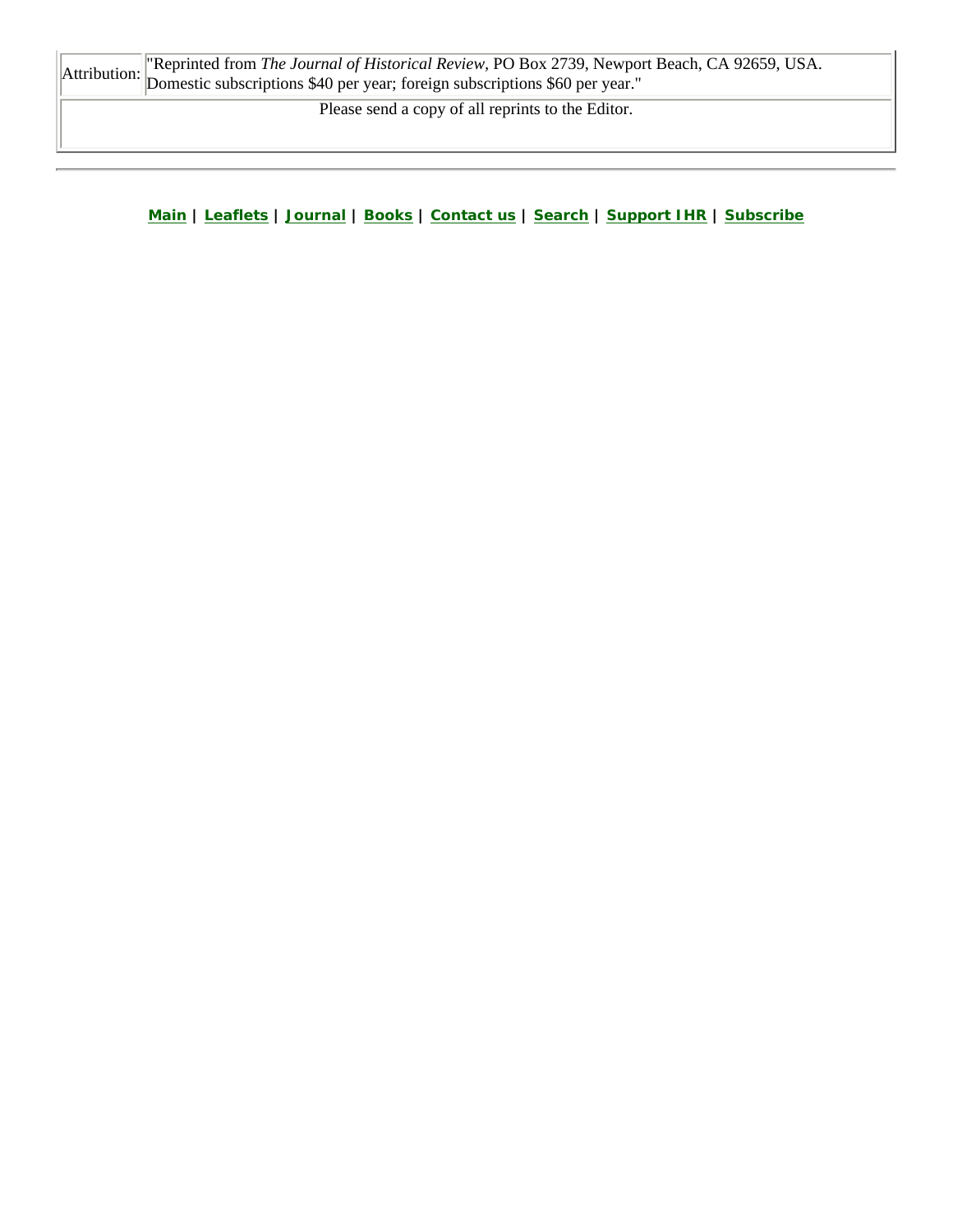| | |
|---|---|
| Attribution: | "Reprinted from *The Journal of Historical Review*, PO Box 2739, Newport Beach, CA 92659, USA. Domestic subscriptions $40 per year; foreign subscriptions $60 per year." |
| Please send a copy of all reprints to the Editor. | |

---

**Main** | **Leaflets** | **Journal** | **Books** | **Contact us** | **Search** | **Support IHR** | **Subscribe**